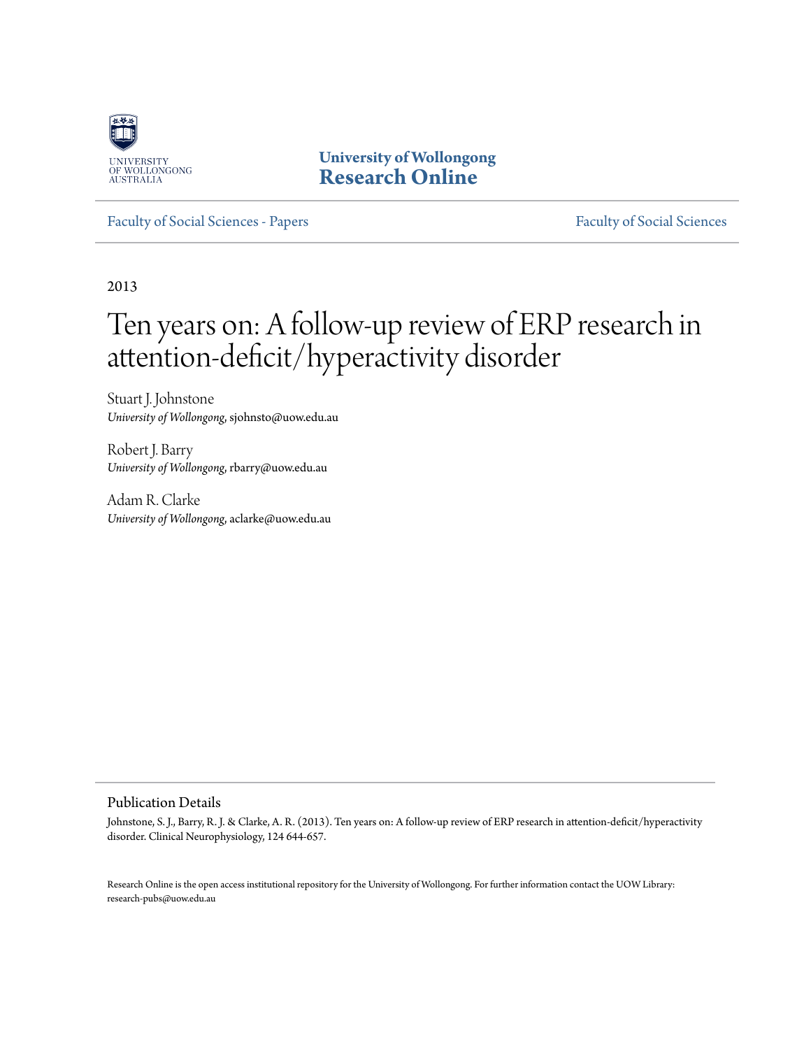University of Wollongong
Research Online

Faculty of Social Sciences - Papers | Faculty of Social Sciences

2013

# Ten years on: A follow-up review of ERP research in attention-deficit/hyperactivity disorder

Stuart J. Johnstone
*University of Wollongong*, sjohnsto@uow.edu.au

Robert J. Barry
*University of Wollongong*, rbarry@uow.edu.au

Adam R. Clarke
*University of Wollongong*, aclarke@uow.edu.au

## Publication Details

Johnstone, S. J., Barry, R. J. & Clarke, A. R. (2013). Ten years on: A follow-up review of ERP research in attention-deficit/hyperactivity disorder. Clinical Neurophysiology, 124 644-657.

Research Online is the open access institutional repository for the University of Wollongong. For further information contact the UOW Library: research-pubs@uow.edu.au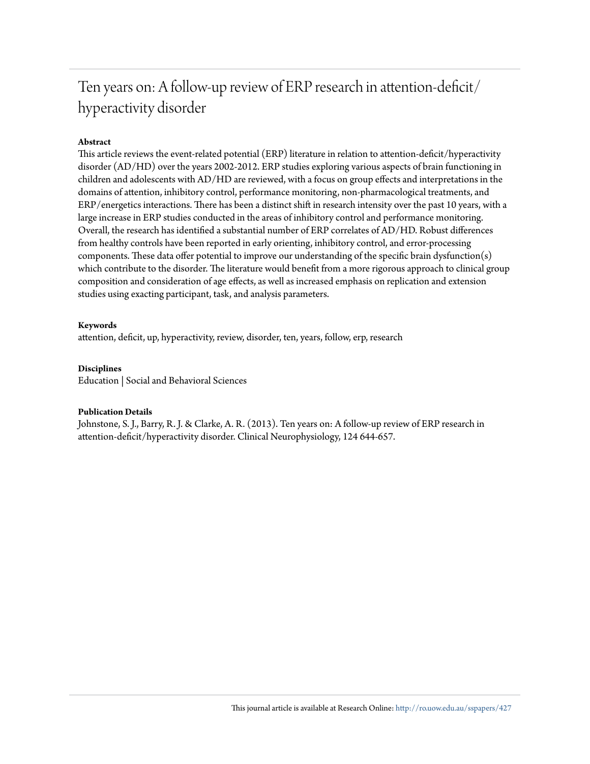# Ten years on: A follow-up review of ERP research in attention-deficit/hyperactivity disorder

**Abstract**

This article reviews the event-related potential (ERP) literature in relation to attention-deficit/hyperactivity disorder (AD/HD) over the years 2002-2012. ERP studies exploring various aspects of brain functioning in children and adolescents with AD/HD are reviewed, with a focus on group effects and interpretations in the domains of attention, inhibitory control, performance monitoring, non-pharmacological treatments, and ERP/energetics interactions. There has been a distinct shift in research intensity over the past 10 years, with a large increase in ERP studies conducted in the areas of inhibitory control and performance monitoring. Overall, the research has identified a substantial number of ERP correlates of AD/HD. Robust differences from healthy controls have been reported in early orienting, inhibitory control, and error-processing components. These data offer potential to improve our understanding of the specific brain dysfunction(s) which contribute to the disorder. The literature would benefit from a more rigorous approach to clinical group composition and consideration of age effects, as well as increased emphasis on replication and extension studies using exacting participant, task, and analysis parameters.

**Keywords**

attention, deficit, up, hyperactivity, review, disorder, ten, years, follow, erp, research

**Disciplines**

Education | Social and Behavioral Sciences

**Publication Details**

Johnstone, S. J., Barry, R. J. & Clarke, A. R. (2013). Ten years on: A follow-up review of ERP research in attention-deficit/hyperactivity disorder. Clinical Neurophysiology, 124 644-657.

This journal article is available at Research Online: http://ro.uow.edu.au/sspapers/427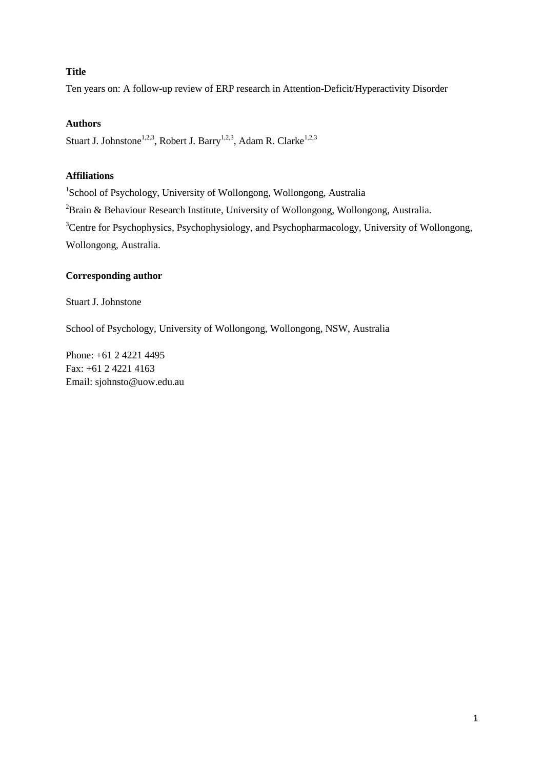**Title**

Ten years on: A follow-up review of ERP research in Attention-Deficit/Hyperactivity Disorder

**Authors**

Stuart J. Johnstone[1,2,3], Robert J. Barry[1,2,3], Adam R. Clarke[1,2,3]

**Affiliations**

[1]School of Psychology, University of Wollongong, Wollongong, Australia

[2]Brain & Behaviour Research Institute, University of Wollongong, Wollongong, Australia.

[3]Centre for Psychophysics, Psychophysiology, and Psychopharmacology, University of Wollongong, Wollongong, Australia.

**Corresponding author**

Stuart J. Johnstone

School of Psychology, University of Wollongong, Wollongong, NSW, Australia

Phone: +61 2 4221 4495
Fax: +61 2 4221 4163
Email: sjohnsto@uow.edu.au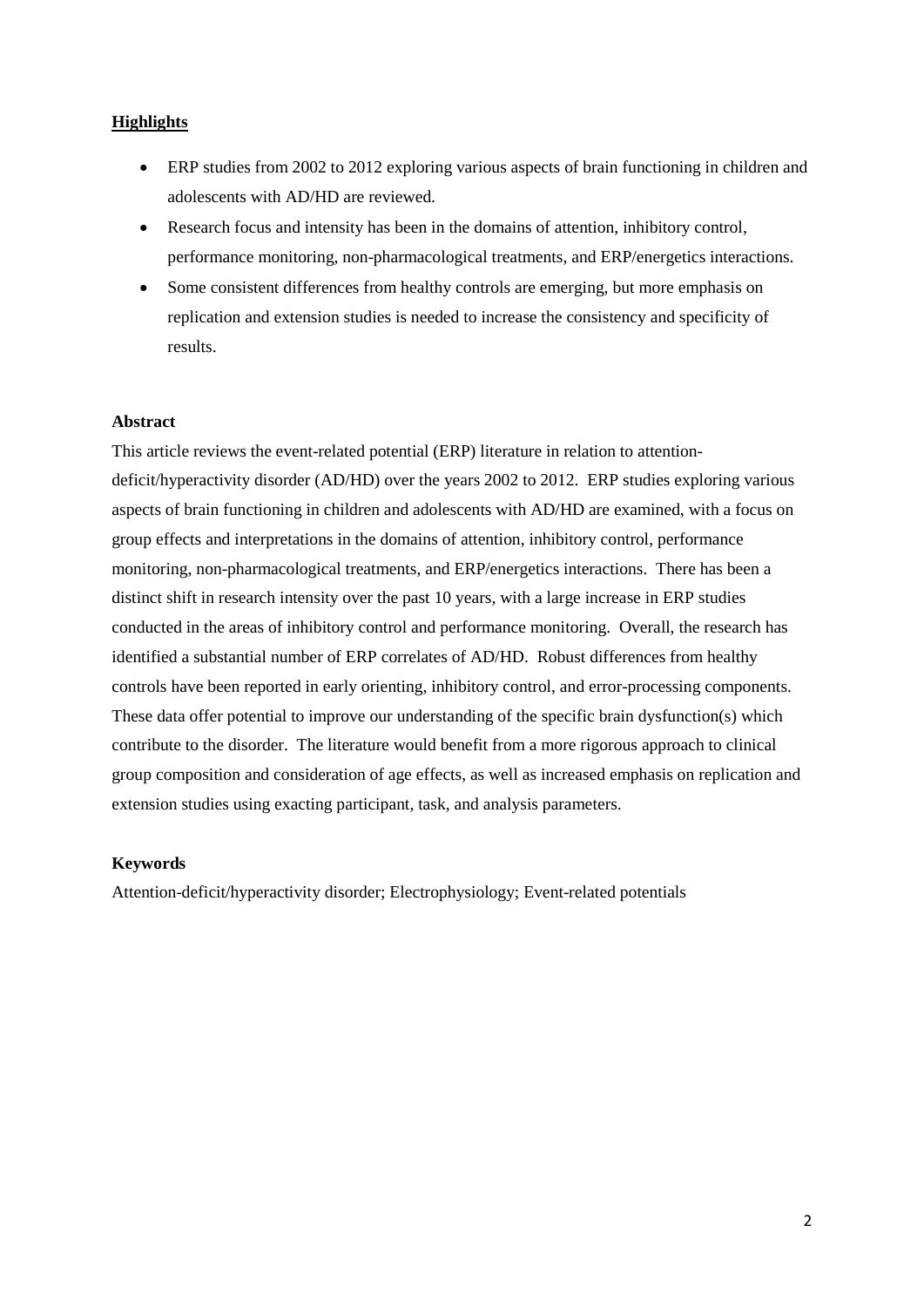## **Highlights**

- ERP studies from 2002 to 2012 exploring various aspects of brain functioning in children and adolescents with AD/HD are reviewed.
- Research focus and intensity has been in the domains of attention, inhibitory control, performance monitoring, non-pharmacological treatments, and ERP/energetics interactions.
- Some consistent differences from healthy controls are emerging, but more emphasis on replication and extension studies is needed to increase the consistency and specificity of results.

## **Abstract**

This article reviews the event-related potential (ERP) literature in relation to attention-deficit/hyperactivity disorder (AD/HD) over the years 2002 to 2012. ERP studies exploring various aspects of brain functioning in children and adolescents with AD/HD are examined, with a focus on group effects and interpretations in the domains of attention, inhibitory control, performance monitoring, non-pharmacological treatments, and ERP/energetics interactions. There has been a distinct shift in research intensity over the past 10 years, with a large increase in ERP studies conducted in the areas of inhibitory control and performance monitoring. Overall, the research has identified a substantial number of ERP correlates of AD/HD. Robust differences from healthy controls have been reported in early orienting, inhibitory control, and error-processing components. These data offer potential to improve our understanding of the specific brain dysfunction(s) which contribute to the disorder. The literature would benefit from a more rigorous approach to clinical group composition and consideration of age effects, as well as increased emphasis on replication and extension studies using exacting participant, task, and analysis parameters.

## **Keywords**

Attention-deficit/hyperactivity disorder; Electrophysiology; Event-related potentials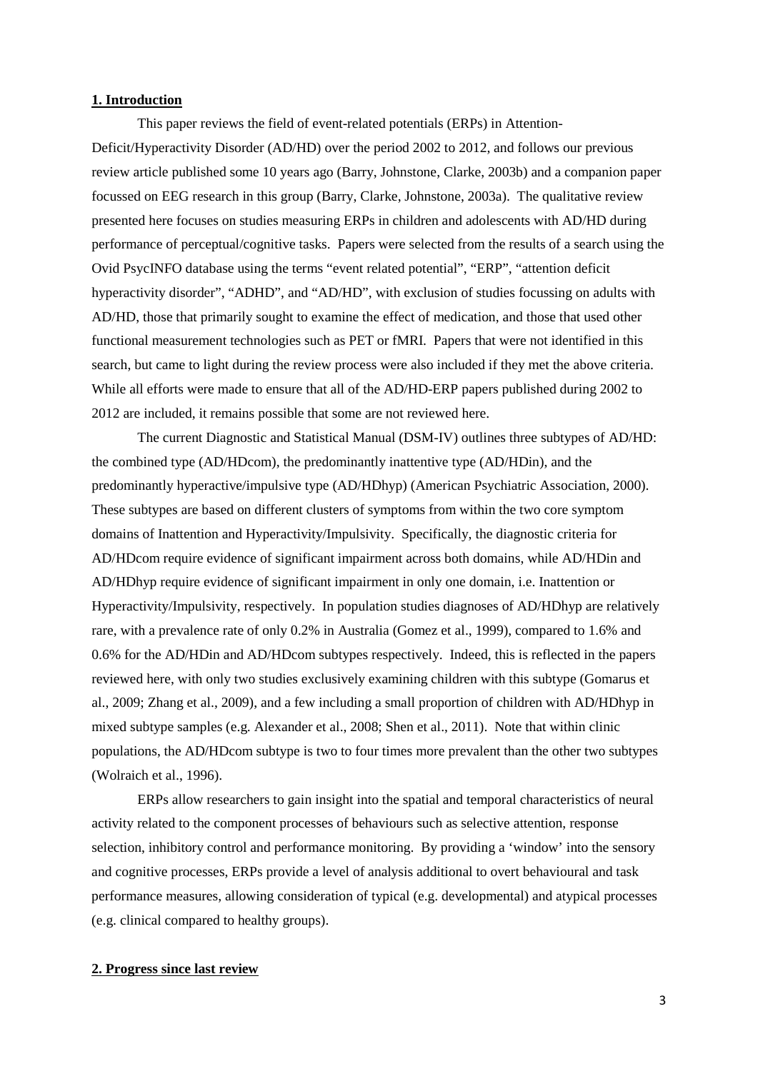## 1. Introduction

This paper reviews the field of event-related potentials (ERPs) in Attention-Deficit/Hyperactivity Disorder (AD/HD) over the period 2002 to 2012, and follows our previous review article published some 10 years ago (Barry, Johnstone, Clarke, 2003b) and a companion paper focussed on EEG research in this group (Barry, Clarke, Johnstone, 2003a). The qualitative review presented here focuses on studies measuring ERPs in children and adolescents with AD/HD during performance of perceptual/cognitive tasks. Papers were selected from the results of a search using the Ovid PsycINFO database using the terms "event related potential", "ERP", "attention deficit hyperactivity disorder", "ADHD", and "AD/HD", with exclusion of studies focussing on adults with AD/HD, those that primarily sought to examine the effect of medication, and those that used other functional measurement technologies such as PET or fMRI. Papers that were not identified in this search, but came to light during the review process were also included if they met the above criteria. While all efforts were made to ensure that all of the AD/HD-ERP papers published during 2002 to 2012 are included, it remains possible that some are not reviewed here.

The current Diagnostic and Statistical Manual (DSM-IV) outlines three subtypes of AD/HD: the combined type (AD/HDcom), the predominantly inattentive type (AD/HDin), and the predominantly hyperactive/impulsive type (AD/HDhyp) (American Psychiatric Association, 2000). These subtypes are based on different clusters of symptoms from within the two core symptom domains of Inattention and Hyperactivity/Impulsivity. Specifically, the diagnostic criteria for AD/HDcom require evidence of significant impairment across both domains, while AD/HDin and AD/HDhyp require evidence of significant impairment in only one domain, i.e. Inattention or Hyperactivity/Impulsivity, respectively. In population studies diagnoses of AD/HDhyp are relatively rare, with a prevalence rate of only 0.2% in Australia (Gomez et al., 1999), compared to 1.6% and 0.6% for the AD/HDin and AD/HDcom subtypes respectively. Indeed, this is reflected in the papers reviewed here, with only two studies exclusively examining children with this subtype (Gomarus et al., 2009; Zhang et al., 2009), and a few including a small proportion of children with AD/HDhyp in mixed subtype samples (e.g. Alexander et al., 2008; Shen et al., 2011). Note that within clinic populations, the AD/HDcom subtype is two to four times more prevalent than the other two subtypes (Wolraich et al., 1996).

ERPs allow researchers to gain insight into the spatial and temporal characteristics of neural activity related to the component processes of behaviours such as selective attention, response selection, inhibitory control and performance monitoring. By providing a 'window' into the sensory and cognitive processes, ERPs provide a level of analysis additional to overt behavioural and task performance measures, allowing consideration of typical (e.g. developmental) and atypical processes (e.g. clinical compared to healthy groups).

## 2. Progress since last review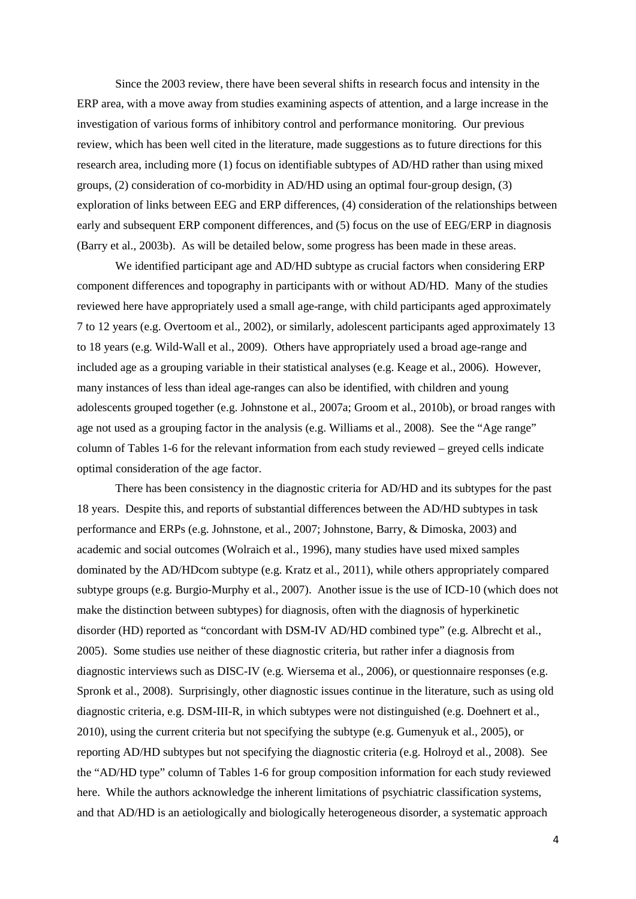Since the 2003 review, there have been several shifts in research focus and intensity in the ERP area, with a move away from studies examining aspects of attention, and a large increase in the investigation of various forms of inhibitory control and performance monitoring. Our previous review, which has been well cited in the literature, made suggestions as to future directions for this research area, including more (1) focus on identifiable subtypes of AD/HD rather than using mixed groups, (2) consideration of co-morbidity in AD/HD using an optimal four-group design, (3) exploration of links between EEG and ERP differences, (4) consideration of the relationships between early and subsequent ERP component differences, and (5) focus on the use of EEG/ERP in diagnosis (Barry et al., 2003b). As will be detailed below, some progress has been made in these areas.

We identified participant age and AD/HD subtype as crucial factors when considering ERP component differences and topography in participants with or without AD/HD. Many of the studies reviewed here have appropriately used a small age-range, with child participants aged approximately 7 to 12 years (e.g. Overtoom et al., 2002), or similarly, adolescent participants aged approximately 13 to 18 years (e.g. Wild-Wall et al., 2009). Others have appropriately used a broad age-range and included age as a grouping variable in their statistical analyses (e.g. Keage et al., 2006). However, many instances of less than ideal age-ranges can also be identified, with children and young adolescents grouped together (e.g. Johnstone et al., 2007a; Groom et al., 2010b), or broad ranges with age not used as a grouping factor in the analysis (e.g. Williams et al., 2008). See the "Age range" column of Tables 1-6 for the relevant information from each study reviewed – greyed cells indicate optimal consideration of the age factor.

There has been consistency in the diagnostic criteria for AD/HD and its subtypes for the past 18 years. Despite this, and reports of substantial differences between the AD/HD subtypes in task performance and ERPs (e.g. Johnstone, et al., 2007; Johnstone, Barry, & Dimoska, 2003) and academic and social outcomes (Wolraich et al., 1996), many studies have used mixed samples dominated by the AD/HDcom subtype (e.g. Kratz et al., 2011), while others appropriately compared subtype groups (e.g. Burgio-Murphy et al., 2007). Another issue is the use of ICD-10 (which does not make the distinction between subtypes) for diagnosis, often with the diagnosis of hyperkinetic disorder (HD) reported as "concordant with DSM-IV AD/HD combined type" (e.g. Albrecht et al., 2005). Some studies use neither of these diagnostic criteria, but rather infer a diagnosis from diagnostic interviews such as DISC-IV (e.g. Wiersema et al., 2006), or questionnaire responses (e.g. Spronk et al., 2008). Surprisingly, other diagnostic issues continue in the literature, such as using old diagnostic criteria, e.g. DSM-III-R, in which subtypes were not distinguished (e.g. Doehnert et al., 2010), using the current criteria but not specifying the subtype (e.g. Gumenyuk et al., 2005), or reporting AD/HD subtypes but not specifying the diagnostic criteria (e.g. Holroyd et al., 2008). See the "AD/HD type" column of Tables 1-6 for group composition information for each study reviewed here. While the authors acknowledge the inherent limitations of psychiatric classification systems, and that AD/HD is an aetiologically and biologically heterogeneous disorder, a systematic approach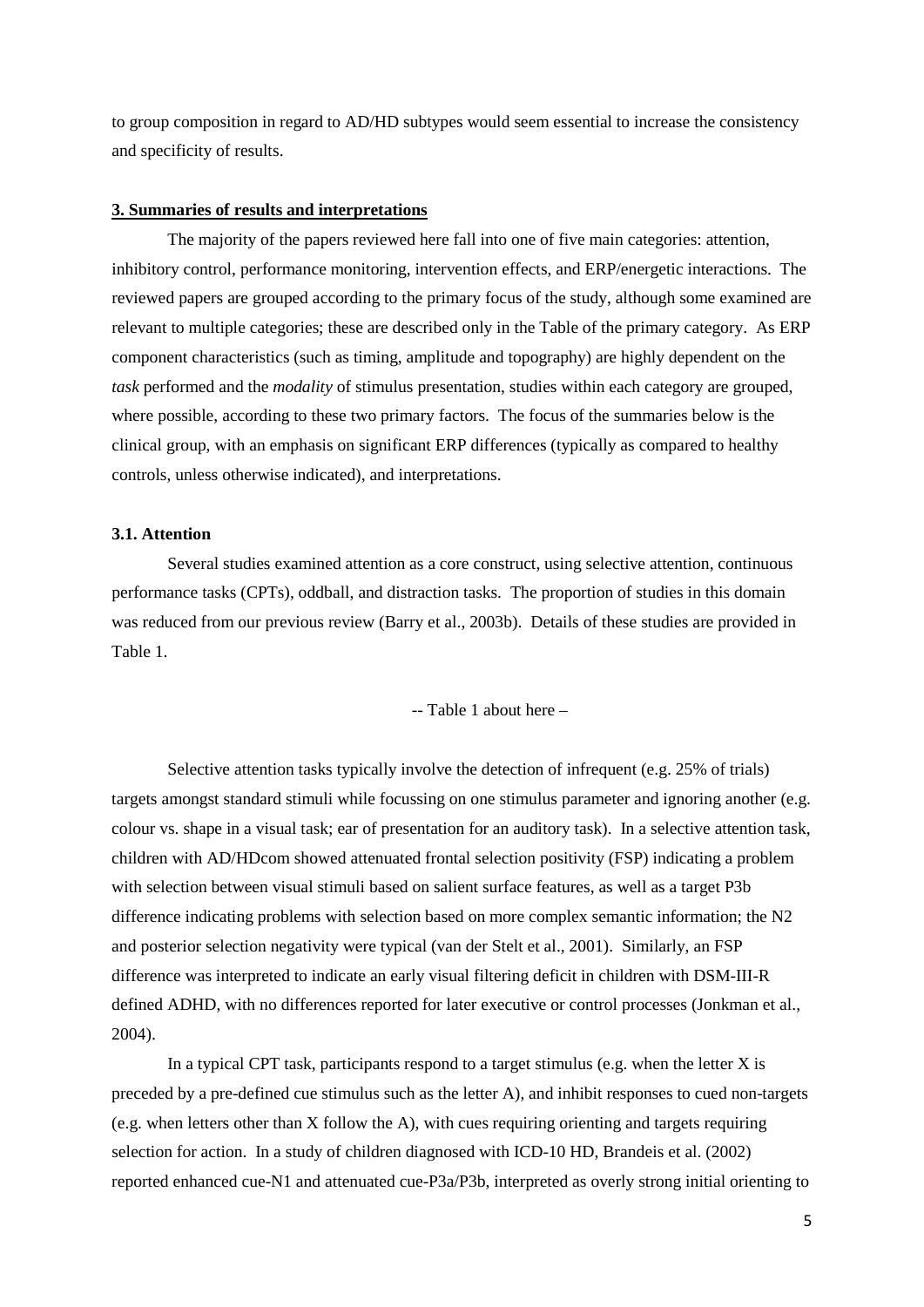to group composition in regard to AD/HD subtypes would seem essential to increase the consistency and specificity of results.

## 3. Summaries of results and interpretations

The majority of the papers reviewed here fall into one of five main categories: attention, inhibitory control, performance monitoring, intervention effects, and ERP/energetic interactions. The reviewed papers are grouped according to the primary focus of the study, although some examined are relevant to multiple categories; these are described only in the Table of the primary category. As ERP component characteristics (such as timing, amplitude and topography) are highly dependent on the *task* performed and the *modality* of stimulus presentation, studies within each category are grouped, where possible, according to these two primary factors. The focus of the summaries below is the clinical group, with an emphasis on significant ERP differences (typically as compared to healthy controls, unless otherwise indicated), and interpretations.

### 3.1. Attention

Several studies examined attention as a core construct, using selective attention, continuous performance tasks (CPTs), oddball, and distraction tasks. The proportion of studies in this domain was reduced from our previous review (Barry et al., 2003b). Details of these studies are provided in Table 1.

-- Table 1 about here –

Selective attention tasks typically involve the detection of infrequent (e.g. 25% of trials) targets amongst standard stimuli while focussing on one stimulus parameter and ignoring another (e.g. colour vs. shape in a visual task; ear of presentation for an auditory task). In a selective attention task, children with AD/HDcom showed attenuated frontal selection positivity (FSP) indicating a problem with selection between visual stimuli based on salient surface features, as well as a target P3b difference indicating problems with selection based on more complex semantic information; the N2 and posterior selection negativity were typical (van der Stelt et al., 2001). Similarly, an FSP difference was interpreted to indicate an early visual filtering deficit in children with DSM-III-R defined ADHD, with no differences reported for later executive or control processes (Jonkman et al., 2004).

In a typical CPT task, participants respond to a target stimulus (e.g. when the letter X is preceded by a pre-defined cue stimulus such as the letter A), and inhibit responses to cued non-targets (e.g. when letters other than X follow the A), with cues requiring orienting and targets requiring selection for action. In a study of children diagnosed with ICD-10 HD, Brandeis et al. (2002) reported enhanced cue-N1 and attenuated cue-P3a/P3b, interpreted as overly strong initial orienting to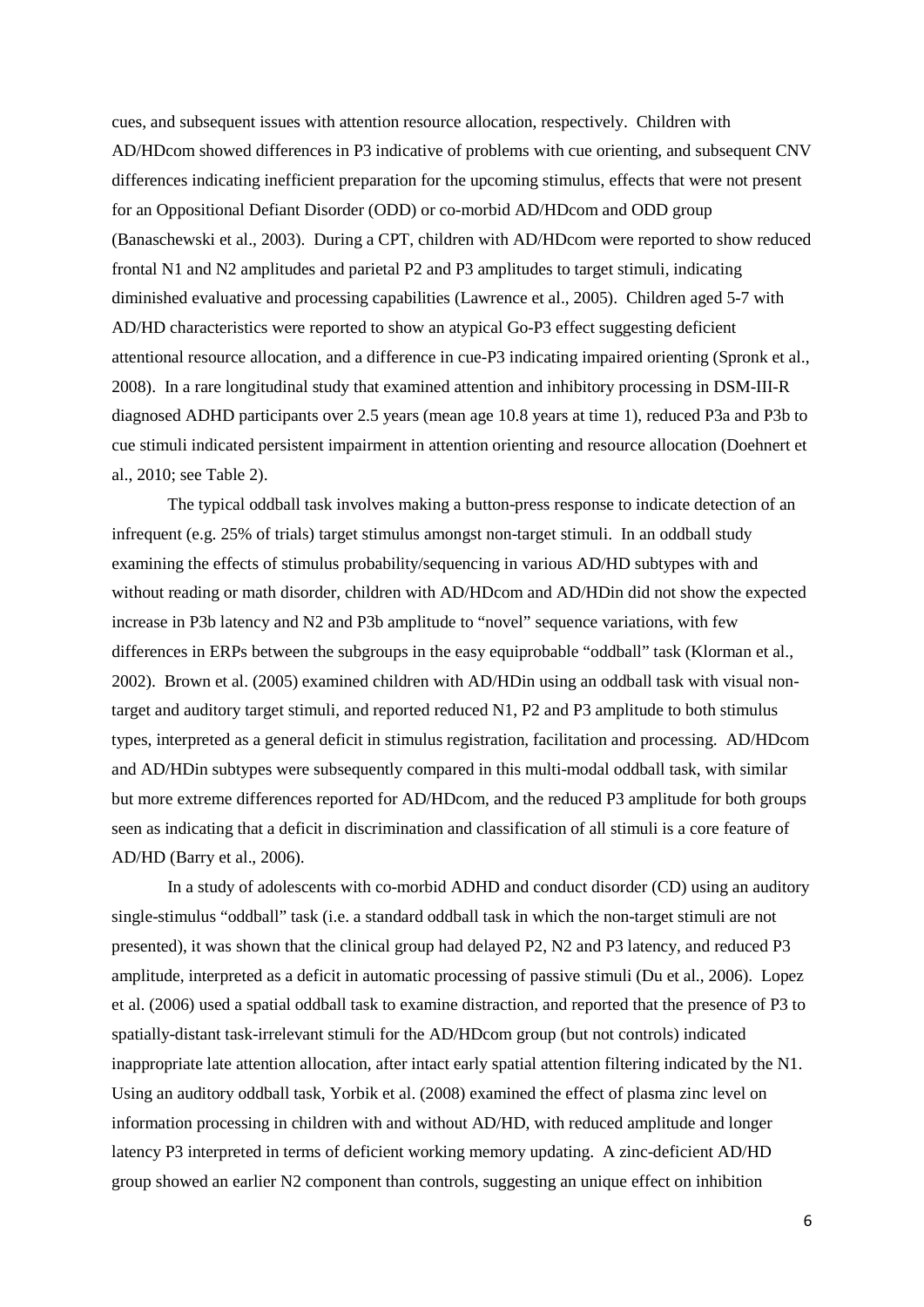cues, and subsequent issues with attention resource allocation, respectively. Children with AD/HDcom showed differences in P3 indicative of problems with cue orienting, and subsequent CNV differences indicating inefficient preparation for the upcoming stimulus, effects that were not present for an Oppositional Defiant Disorder (ODD) or co-morbid AD/HDcom and ODD group (Banaschewski et al., 2003). During a CPT, children with AD/HDcom were reported to show reduced frontal N1 and N2 amplitudes and parietal P2 and P3 amplitudes to target stimuli, indicating diminished evaluative and processing capabilities (Lawrence et al., 2005). Children aged 5-7 with AD/HD characteristics were reported to show an atypical Go-P3 effect suggesting deficient attentional resource allocation, and a difference in cue-P3 indicating impaired orienting (Spronk et al., 2008). In a rare longitudinal study that examined attention and inhibitory processing in DSM-III-R diagnosed ADHD participants over 2.5 years (mean age 10.8 years at time 1), reduced P3a and P3b to cue stimuli indicated persistent impairment in attention orienting and resource allocation (Doehnert et al., 2010; see Table 2).

The typical oddball task involves making a button-press response to indicate detection of an infrequent (e.g. 25% of trials) target stimulus amongst non-target stimuli. In an oddball study examining the effects of stimulus probability/sequencing in various AD/HD subtypes with and without reading or math disorder, children with AD/HDcom and AD/HDin did not show the expected increase in P3b latency and N2 and P3b amplitude to "novel" sequence variations, with few differences in ERPs between the subgroups in the easy equiprobable "oddball" task (Klorman et al., 2002). Brown et al. (2005) examined children with AD/HDin using an oddball task with visual non-target and auditory target stimuli, and reported reduced N1, P2 and P3 amplitude to both stimulus types, interpreted as a general deficit in stimulus registration, facilitation and processing. AD/HDcom and AD/HDin subtypes were subsequently compared in this multi-modal oddball task, with similar but more extreme differences reported for AD/HDcom, and the reduced P3 amplitude for both groups seen as indicating that a deficit in discrimination and classification of all stimuli is a core feature of AD/HD (Barry et al., 2006).

In a study of adolescents with co-morbid ADHD and conduct disorder (CD) using an auditory single-stimulus "oddball" task (i.e. a standard oddball task in which the non-target stimuli are not presented), it was shown that the clinical group had delayed P2, N2 and P3 latency, and reduced P3 amplitude, interpreted as a deficit in automatic processing of passive stimuli (Du et al., 2006). Lopez et al. (2006) used a spatial oddball task to examine distraction, and reported that the presence of P3 to spatially-distant task-irrelevant stimuli for the AD/HDcom group (but not controls) indicated inappropriate late attention allocation, after intact early spatial attention filtering indicated by the N1. Using an auditory oddball task, Yorbik et al. (2008) examined the effect of plasma zinc level on information processing in children with and without AD/HD, with reduced amplitude and longer latency P3 interpreted in terms of deficient working memory updating. A zinc-deficient AD/HD group showed an earlier N2 component than controls, suggesting an unique effect on inhibition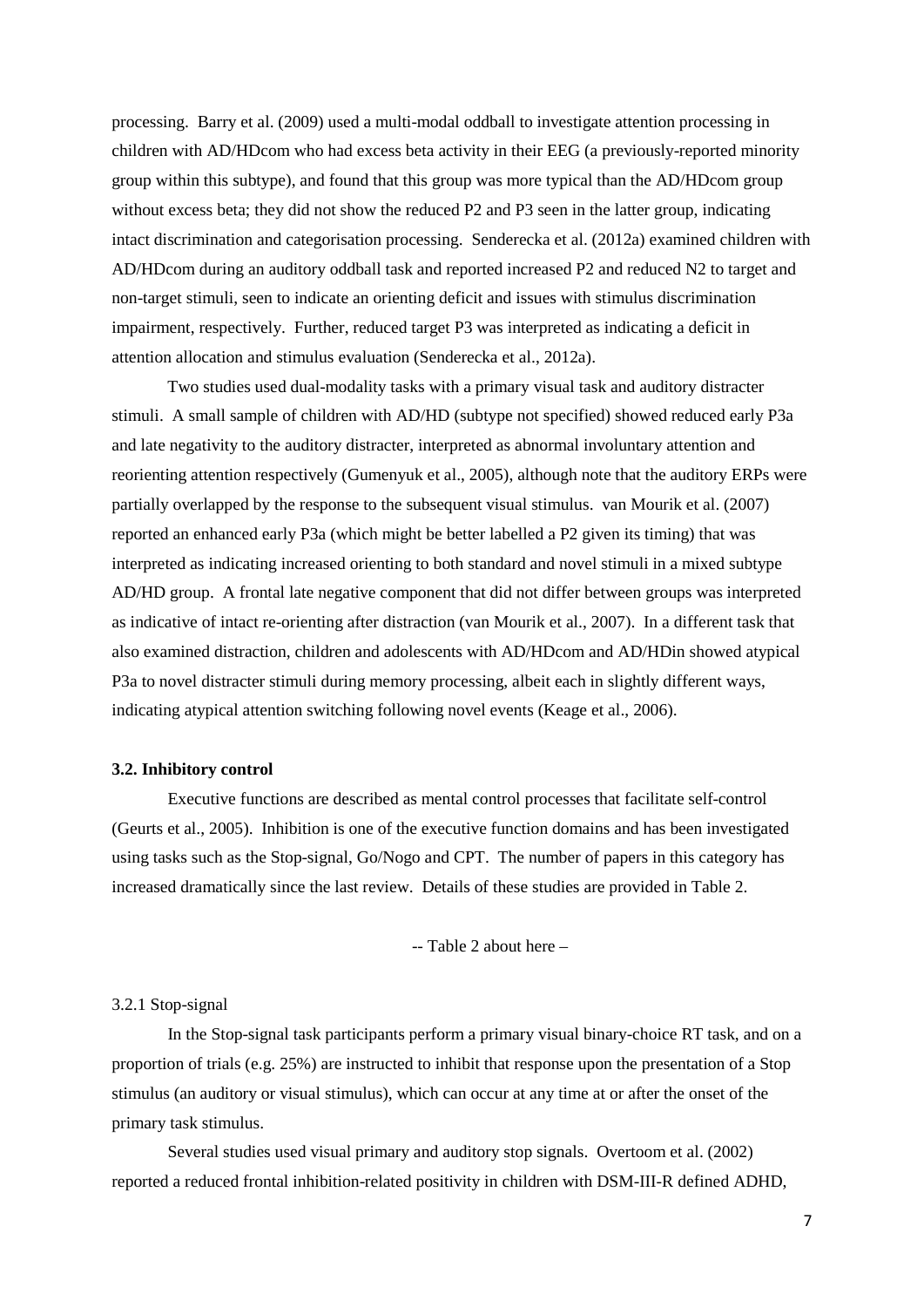processing. Barry et al. (2009) used a multi-modal oddball to investigate attention processing in children with AD/HDcom who had excess beta activity in their EEG (a previously-reported minority group within this subtype), and found that this group was more typical than the AD/HDcom group without excess beta; they did not show the reduced P2 and P3 seen in the latter group, indicating intact discrimination and categorisation processing. Senderecka et al. (2012a) examined children with AD/HDcom during an auditory oddball task and reported increased P2 and reduced N2 to target and non-target stimuli, seen to indicate an orienting deficit and issues with stimulus discrimination impairment, respectively. Further, reduced target P3 was interpreted as indicating a deficit in attention allocation and stimulus evaluation (Senderecka et al., 2012a).

Two studies used dual-modality tasks with a primary visual task and auditory distracter stimuli. A small sample of children with AD/HD (subtype not specified) showed reduced early P3a and late negativity to the auditory distracter, interpreted as abnormal involuntary attention and reorienting attention respectively (Gumenyuk et al., 2005), although note that the auditory ERPs were partially overlapped by the response to the subsequent visual stimulus. van Mourik et al. (2007) reported an enhanced early P3a (which might be better labelled a P2 given its timing) that was interpreted as indicating increased orienting to both standard and novel stimuli in a mixed subtype AD/HD group. A frontal late negative component that did not differ between groups was interpreted as indicative of intact re-orienting after distraction (van Mourik et al., 2007). In a different task that also examined distraction, children and adolescents with AD/HDcom and AD/HDin showed atypical P3a to novel distracter stimuli during memory processing, albeit each in slightly different ways, indicating atypical attention switching following novel events (Keage et al., 2006).

### 3.2. Inhibitory control

Executive functions are described as mental control processes that facilitate self-control (Geurts et al., 2005). Inhibition is one of the executive function domains and has been investigated using tasks such as the Stop-signal, Go/Nogo and CPT. The number of papers in this category has increased dramatically since the last review. Details of these studies are provided in Table 2.

-- Table 2 about here –

#### 3.2.1 Stop-signal

In the Stop-signal task participants perform a primary visual binary-choice RT task, and on a proportion of trials (e.g. 25%) are instructed to inhibit that response upon the presentation of a Stop stimulus (an auditory or visual stimulus), which can occur at any time at or after the onset of the primary task stimulus.

Several studies used visual primary and auditory stop signals. Overtoom et al. (2002) reported a reduced frontal inhibition-related positivity in children with DSM-III-R defined ADHD,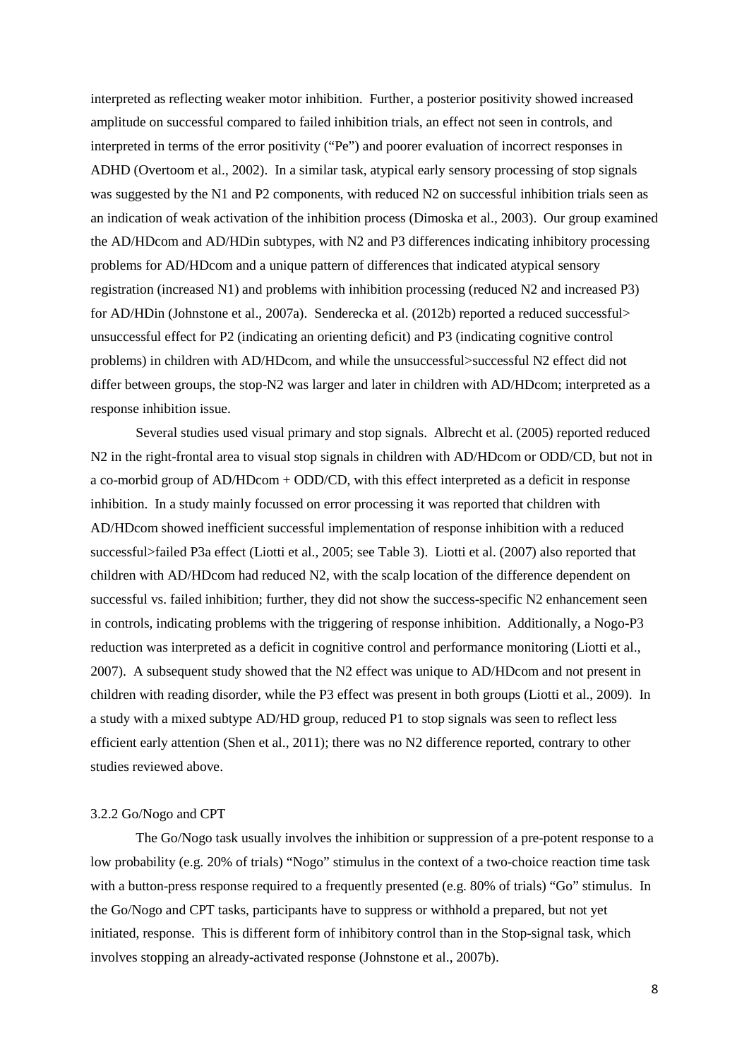interpreted as reflecting weaker motor inhibition. Further, a posterior positivity showed increased amplitude on successful compared to failed inhibition trials, an effect not seen in controls, and interpreted in terms of the error positivity ("Pe") and poorer evaluation of incorrect responses in ADHD (Overtoom et al., 2002). In a similar task, atypical early sensory processing of stop signals was suggested by the N1 and P2 components, with reduced N2 on successful inhibition trials seen as an indication of weak activation of the inhibition process (Dimoska et al., 2003). Our group examined the AD/HDcom and AD/HDin subtypes, with N2 and P3 differences indicating inhibitory processing problems for AD/HDcom and a unique pattern of differences that indicated atypical sensory registration (increased N1) and problems with inhibition processing (reduced N2 and increased P3) for AD/HDin (Johnstone et al., 2007a). Senderecka et al. (2012b) reported a reduced successful> unsuccessful effect for P2 (indicating an orienting deficit) and P3 (indicating cognitive control problems) in children with AD/HDcom, and while the unsuccessful>successful N2 effect did not differ between groups, the stop-N2 was larger and later in children with AD/HDcom; interpreted as a response inhibition issue.

Several studies used visual primary and stop signals. Albrecht et al. (2005) reported reduced N2 in the right-frontal area to visual stop signals in children with AD/HDcom or ODD/CD, but not in a co-morbid group of AD/HDcom + ODD/CD, with this effect interpreted as a deficit in response inhibition. In a study mainly focussed on error processing it was reported that children with AD/HDcom showed inefficient successful implementation of response inhibition with a reduced successful>failed P3a effect (Liotti et al., 2005; see Table 3). Liotti et al. (2007) also reported that children with AD/HDcom had reduced N2, with the scalp location of the difference dependent on successful vs. failed inhibition; further, they did not show the success-specific N2 enhancement seen in controls, indicating problems with the triggering of response inhibition. Additionally, a Nogo-P3 reduction was interpreted as a deficit in cognitive control and performance monitoring (Liotti et al., 2007). A subsequent study showed that the N2 effect was unique to AD/HDcom and not present in children with reading disorder, while the P3 effect was present in both groups (Liotti et al., 2009). In a study with a mixed subtype AD/HD group, reduced P1 to stop signals was seen to reflect less efficient early attention (Shen et al., 2011); there was no N2 difference reported, contrary to other studies reviewed above.

#### 3.2.2 Go/Nogo and CPT

The Go/Nogo task usually involves the inhibition or suppression of a pre-potent response to a low probability (e.g. 20% of trials) "Nogo" stimulus in the context of a two-choice reaction time task with a button-press response required to a frequently presented (e.g. 80% of trials) "Go" stimulus. In the Go/Nogo and CPT tasks, participants have to suppress or withhold a prepared, but not yet initiated, response. This is different form of inhibitory control than in the Stop-signal task, which involves stopping an already-activated response (Johnstone et al., 2007b).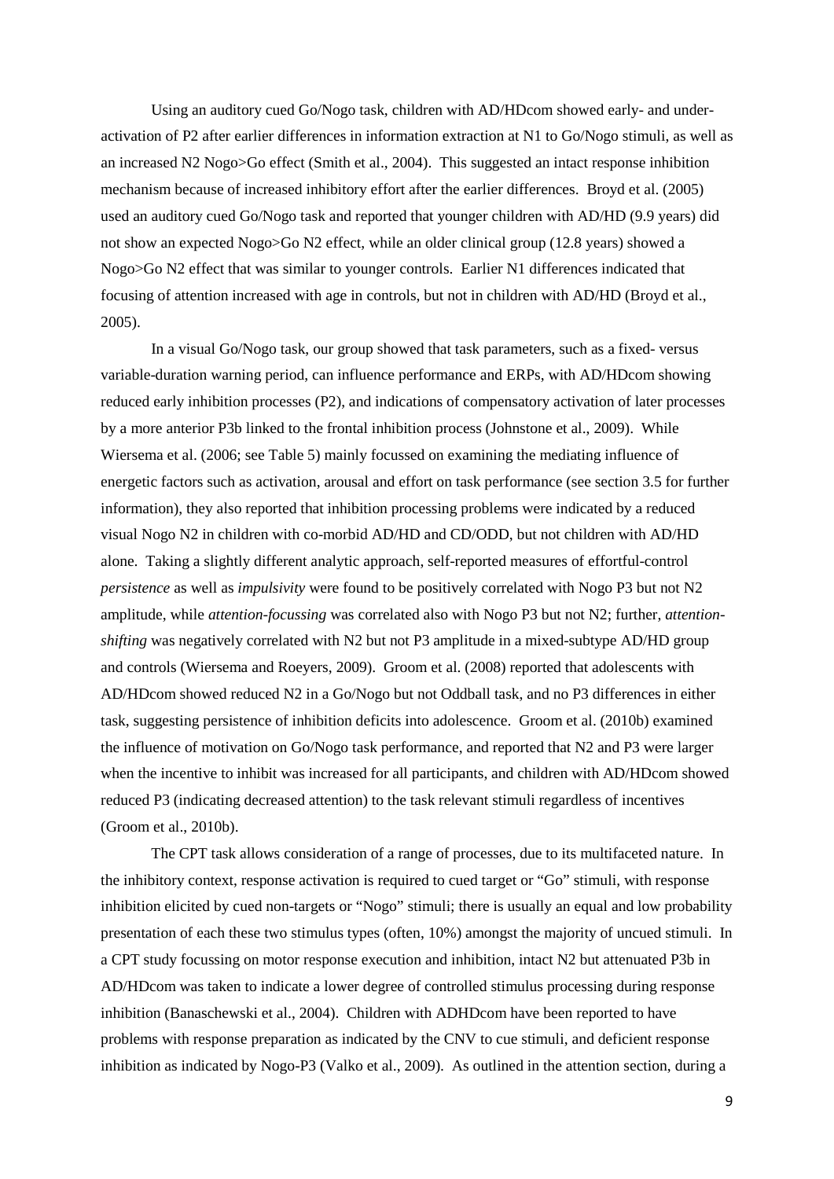Using an auditory cued Go/Nogo task, children with AD/HDcom showed early- and under-activation of P2 after earlier differences in information extraction at N1 to Go/Nogo stimuli, as well as an increased N2 Nogo>Go effect (Smith et al., 2004). This suggested an intact response inhibition mechanism because of increased inhibitory effort after the earlier differences. Broyd et al. (2005) used an auditory cued Go/Nogo task and reported that younger children with AD/HD (9.9 years) did not show an expected Nogo>Go N2 effect, while an older clinical group (12.8 years) showed a Nogo>Go N2 effect that was similar to younger controls. Earlier N1 differences indicated that focusing of attention increased with age in controls, but not in children with AD/HD (Broyd et al., 2005).

In a visual Go/Nogo task, our group showed that task parameters, such as a fixed- versus variable-duration warning period, can influence performance and ERPs, with AD/HDcom showing reduced early inhibition processes (P2), and indications of compensatory activation of later processes by a more anterior P3b linked to the frontal inhibition process (Johnstone et al., 2009). While Wiersema et al. (2006; see Table 5) mainly focussed on examining the mediating influence of energetic factors such as activation, arousal and effort on task performance (see section 3.5 for further information), they also reported that inhibition processing problems were indicated by a reduced visual Nogo N2 in children with co-morbid AD/HD and CD/ODD, but not children with AD/HD alone. Taking a slightly different analytic approach, self-reported measures of effortful-control *persistence* as well as *impulsivity* were found to be positively correlated with Nogo P3 but not N2 amplitude, while *attention-focussing* was correlated also with Nogo P3 but not N2; further, *attention-shifting* was negatively correlated with N2 but not P3 amplitude in a mixed-subtype AD/HD group and controls (Wiersema and Roeyers, 2009). Groom et al. (2008) reported that adolescents with AD/HDcom showed reduced N2 in a Go/Nogo but not Oddball task, and no P3 differences in either task, suggesting persistence of inhibition deficits into adolescence. Groom et al. (2010b) examined the influence of motivation on Go/Nogo task performance, and reported that N2 and P3 were larger when the incentive to inhibit was increased for all participants, and children with AD/HDcom showed reduced P3 (indicating decreased attention) to the task relevant stimuli regardless of incentives (Groom et al., 2010b).

The CPT task allows consideration of a range of processes, due to its multifaceted nature. In the inhibitory context, response activation is required to cued target or "Go" stimuli, with response inhibition elicited by cued non-targets or "Nogo" stimuli; there is usually an equal and low probability presentation of each these two stimulus types (often, 10%) amongst the majority of uncued stimuli. In a CPT study focussing on motor response execution and inhibition, intact N2 but attenuated P3b in AD/HDcom was taken to indicate a lower degree of controlled stimulus processing during response inhibition (Banaschewski et al., 2004). Children with ADHDcom have been reported to have problems with response preparation as indicated by the CNV to cue stimuli, and deficient response inhibition as indicated by Nogo-P3 (Valko et al., 2009). As outlined in the attention section, during a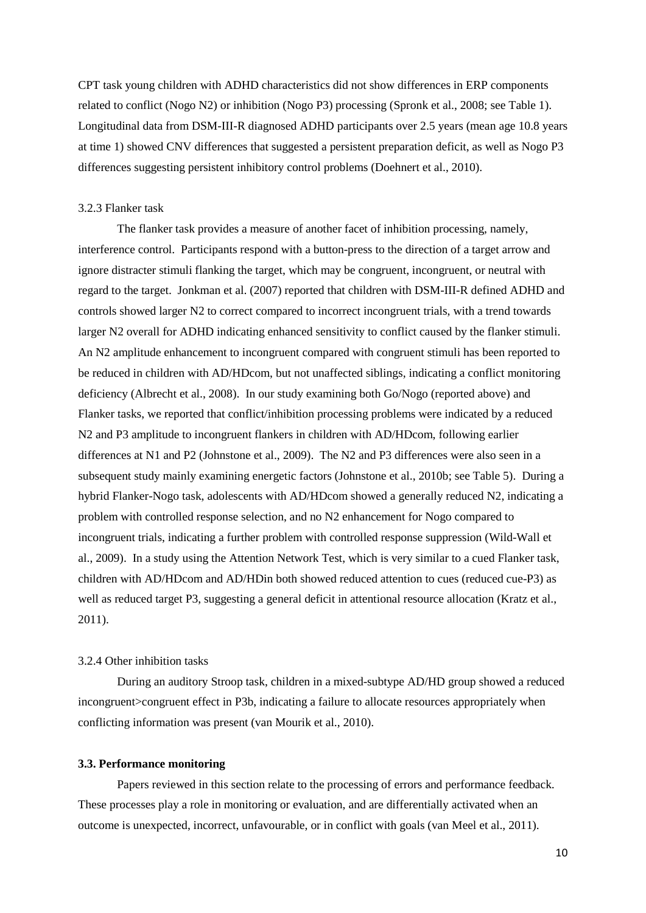CPT task young children with ADHD characteristics did not show differences in ERP components related to conflict (Nogo N2) or inhibition (Nogo P3) processing (Spronk et al., 2008; see Table 1). Longitudinal data from DSM-III-R diagnosed ADHD participants over 2.5 years (mean age 10.8 years at time 1) showed CNV differences that suggested a persistent preparation deficit, as well as Nogo P3 differences suggesting persistent inhibitory control problems (Doehnert et al., 2010).

#### 3.2.3 Flanker task

The flanker task provides a measure of another facet of inhibition processing, namely, interference control. Participants respond with a button-press to the direction of a target arrow and ignore distracter stimuli flanking the target, which may be congruent, incongruent, or neutral with regard to the target. Jonkman et al. (2007) reported that children with DSM-III-R defined ADHD and controls showed larger N2 to correct compared to incorrect incongruent trials, with a trend towards larger N2 overall for ADHD indicating enhanced sensitivity to conflict caused by the flanker stimuli. An N2 amplitude enhancement to incongruent compared with congruent stimuli has been reported to be reduced in children with AD/HDcom, but not unaffected siblings, indicating a conflict monitoring deficiency (Albrecht et al., 2008). In our study examining both Go/Nogo (reported above) and Flanker tasks, we reported that conflict/inhibition processing problems were indicated by a reduced N2 and P3 amplitude to incongruent flankers in children with AD/HDcom, following earlier differences at N1 and P2 (Johnstone et al., 2009). The N2 and P3 differences were also seen in a subsequent study mainly examining energetic factors (Johnstone et al., 2010b; see Table 5). During a hybrid Flanker-Nogo task, adolescents with AD/HDcom showed a generally reduced N2, indicating a problem with controlled response selection, and no N2 enhancement for Nogo compared to incongruent trials, indicating a further problem with controlled response suppression (Wild-Wall et al., 2009). In a study using the Attention Network Test, which is very similar to a cued Flanker task, children with AD/HDcom and AD/HDin both showed reduced attention to cues (reduced cue-P3) as well as reduced target P3, suggesting a general deficit in attentional resource allocation (Kratz et al., 2011).

#### 3.2.4 Other inhibition tasks

During an auditory Stroop task, children in a mixed-subtype AD/HD group showed a reduced incongruent>congruent effect in P3b, indicating a failure to allocate resources appropriately when conflicting information was present (van Mourik et al., 2010).

### 3.3. Performance monitoring

Papers reviewed in this section relate to the processing of errors and performance feedback. These processes play a role in monitoring or evaluation, and are differentially activated when an outcome is unexpected, incorrect, unfavourable, or in conflict with goals (van Meel et al., 2011).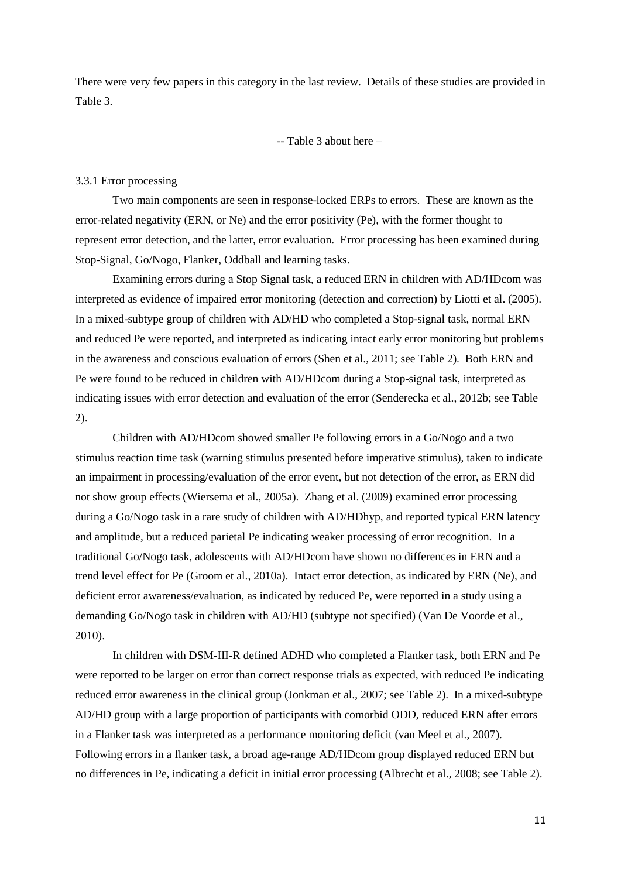There were very few papers in this category in the last review. Details of these studies are provided in Table 3.

-- Table 3 about here –

### 3.3.1 Error processing

Two main components are seen in response-locked ERPs to errors. These are known as the error-related negativity (ERN, or Ne) and the error positivity (Pe), with the former thought to represent error detection, and the latter, error evaluation. Error processing has been examined during Stop-Signal, Go/Nogo, Flanker, Oddball and learning tasks.

Examining errors during a Stop Signal task, a reduced ERN in children with AD/HDcom was interpreted as evidence of impaired error monitoring (detection and correction) by Liotti et al. (2005). In a mixed-subtype group of children with AD/HD who completed a Stop-signal task, normal ERN and reduced Pe were reported, and interpreted as indicating intact early error monitoring but problems in the awareness and conscious evaluation of errors (Shen et al., 2011; see Table 2). Both ERN and Pe were found to be reduced in children with AD/HDcom during a Stop-signal task, interpreted as indicating issues with error detection and evaluation of the error (Senderecka et al., 2012b; see Table 2).

Children with AD/HDcom showed smaller Pe following errors in a Go/Nogo and a two stimulus reaction time task (warning stimulus presented before imperative stimulus), taken to indicate an impairment in processing/evaluation of the error event, but not detection of the error, as ERN did not show group effects (Wiersema et al., 2005a). Zhang et al. (2009) examined error processing during a Go/Nogo task in a rare study of children with AD/HDhyp, and reported typical ERN latency and amplitude, but a reduced parietal Pe indicating weaker processing of error recognition. In a traditional Go/Nogo task, adolescents with AD/HDcom have shown no differences in ERN and a trend level effect for Pe (Groom et al., 2010a). Intact error detection, as indicated by ERN (Ne), and deficient error awareness/evaluation, as indicated by reduced Pe, were reported in a study using a demanding Go/Nogo task in children with AD/HD (subtype not specified) (Van De Voorde et al., 2010).

In children with DSM-III-R defined ADHD who completed a Flanker task, both ERN and Pe were reported to be larger on error than correct response trials as expected, with reduced Pe indicating reduced error awareness in the clinical group (Jonkman et al., 2007; see Table 2). In a mixed-subtype AD/HD group with a large proportion of participants with comorbid ODD, reduced ERN after errors in a Flanker task was interpreted as a performance monitoring deficit (van Meel et al., 2007). Following errors in a flanker task, a broad age-range AD/HDcom group displayed reduced ERN but no differences in Pe, indicating a deficit in initial error processing (Albrecht et al., 2008; see Table 2).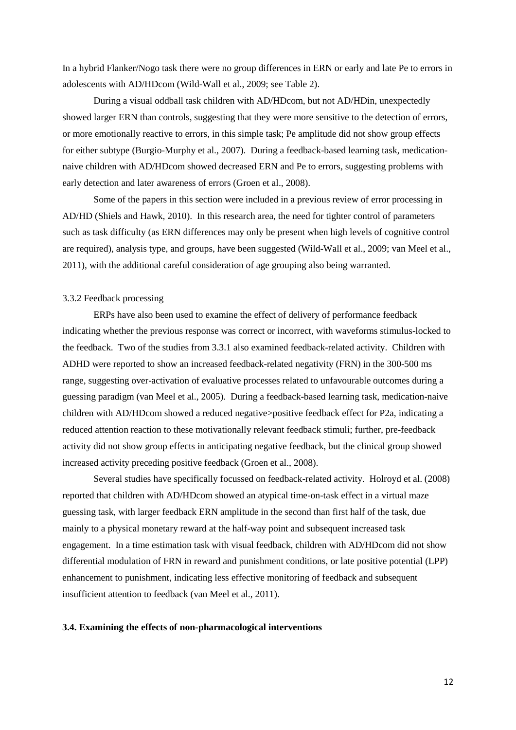In a hybrid Flanker/Nogo task there were no group differences in ERN or early and late Pe to errors in adolescents with AD/HDcom (Wild-Wall et al., 2009; see Table 2).

During a visual oddball task children with AD/HDcom, but not AD/HDin, unexpectedly showed larger ERN than controls, suggesting that they were more sensitive to the detection of errors, or more emotionally reactive to errors, in this simple task; Pe amplitude did not show group effects for either subtype (Burgio-Murphy et al., 2007). During a feedback-based learning task, medication-naive children with AD/HDcom showed decreased ERN and Pe to errors, suggesting problems with early detection and later awareness of errors (Groen et al., 2008).

Some of the papers in this section were included in a previous review of error processing in AD/HD (Shiels and Hawk, 2010). In this research area, the need for tighter control of parameters such as task difficulty (as ERN differences may only be present when high levels of cognitive control are required), analysis type, and groups, have been suggested (Wild-Wall et al., 2009; van Meel et al., 2011), with the additional careful consideration of age grouping also being warranted.

3.3.2 Feedback processing

ERPs have also been used to examine the effect of delivery of performance feedback indicating whether the previous response was correct or incorrect, with waveforms stimulus-locked to the feedback. Two of the studies from 3.3.1 also examined feedback-related activity. Children with ADHD were reported to show an increased feedback-related negativity (FRN) in the 300-500 ms range, suggesting over-activation of evaluative processes related to unfavourable outcomes during a guessing paradigm (van Meel et al., 2005). During a feedback-based learning task, medication-naive children with AD/HDcom showed a reduced negative>positive feedback effect for P2a, indicating a reduced attention reaction to these motivationally relevant feedback stimuli; further, pre-feedback activity did not show group effects in anticipating negative feedback, but the clinical group showed increased activity preceding positive feedback (Groen et al., 2008).

Several studies have specifically focussed on feedback-related activity. Holroyd et al. (2008) reported that children with AD/HDcom showed an atypical time-on-task effect in a virtual maze guessing task, with larger feedback ERN amplitude in the second than first half of the task, due mainly to a physical monetary reward at the half-way point and subsequent increased task engagement. In a time estimation task with visual feedback, children with AD/HDcom did not show differential modulation of FRN in reward and punishment conditions, or late positive potential (LPP) enhancement to punishment, indicating less effective monitoring of feedback and subsequent insufficient attention to feedback (van Meel et al., 2011).

**3.4. Examining the effects of non-pharmacological interventions**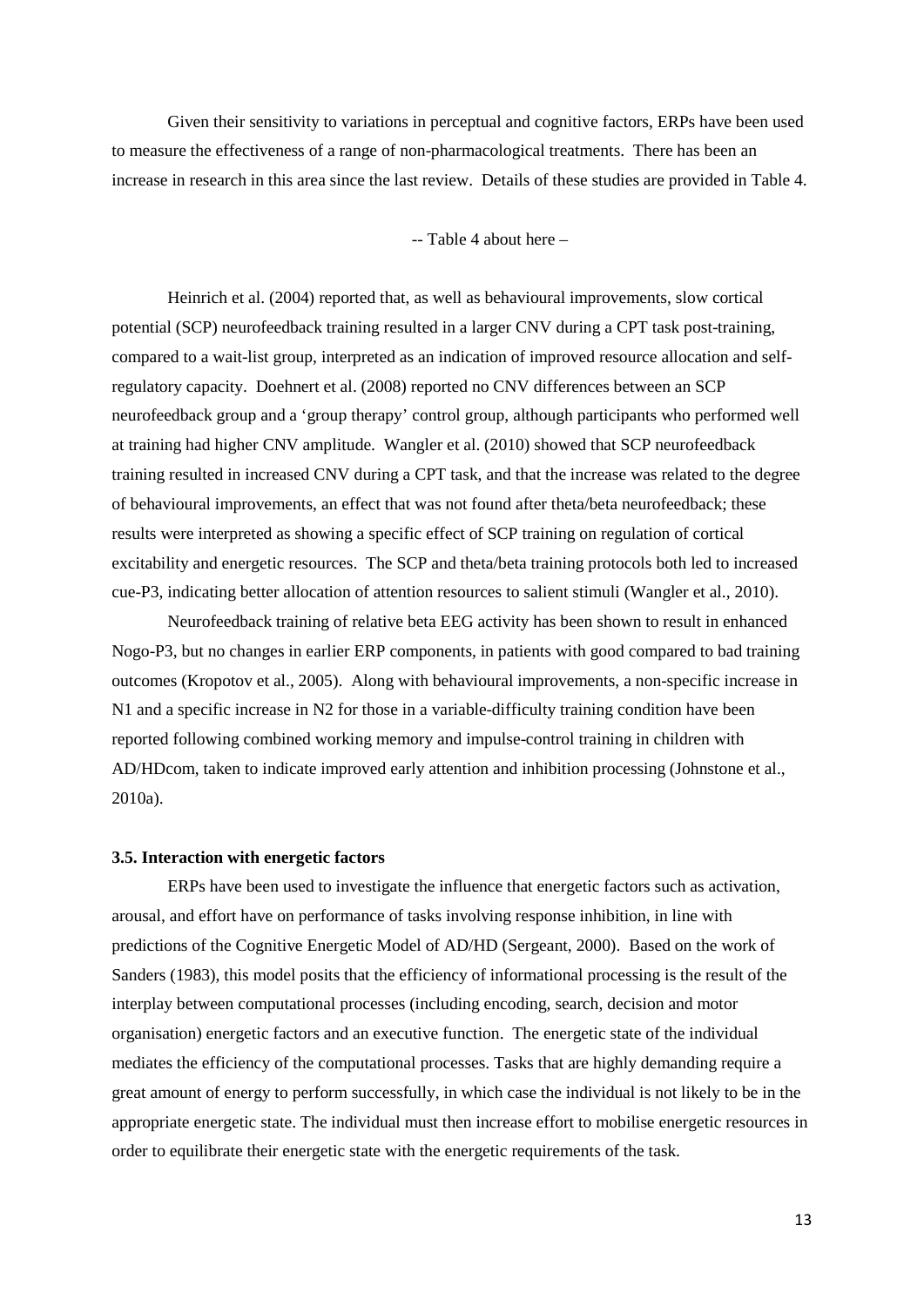Given their sensitivity to variations in perceptual and cognitive factors, ERPs have been used to measure the effectiveness of a range of non-pharmacological treatments. There has been an increase in research in this area since the last review. Details of these studies are provided in Table 4.

-- Table 4 about here –

Heinrich et al. (2004) reported that, as well as behavioural improvements, slow cortical potential (SCP) neurofeedback training resulted in a larger CNV during a CPT task post-training, compared to a wait-list group, interpreted as an indication of improved resource allocation and self-regulatory capacity. Doehnert et al. (2008) reported no CNV differences between an SCP neurofeedback group and a 'group therapy' control group, although participants who performed well at training had higher CNV amplitude. Wangler et al. (2010) showed that SCP neurofeedback training resulted in increased CNV during a CPT task, and that the increase was related to the degree of behavioural improvements, an effect that was not found after theta/beta neurofeedback; these results were interpreted as showing a specific effect of SCP training on regulation of cortical excitability and energetic resources. The SCP and theta/beta training protocols both led to increased cue-P3, indicating better allocation of attention resources to salient stimuli (Wangler et al., 2010).

Neurofeedback training of relative beta EEG activity has been shown to result in enhanced Nogo-P3, but no changes in earlier ERP components, in patients with good compared to bad training outcomes (Kropotov et al., 2005). Along with behavioural improvements, a non-specific increase in N1 and a specific increase in N2 for those in a variable-difficulty training condition have been reported following combined working memory and impulse-control training in children with AD/HDcom, taken to indicate improved early attention and inhibition processing (Johnstone et al., 2010a).

### 3.5. Interaction with energetic factors

ERPs have been used to investigate the influence that energetic factors such as activation, arousal, and effort have on performance of tasks involving response inhibition, in line with predictions of the Cognitive Energetic Model of AD/HD (Sergeant, 2000). Based on the work of Sanders (1983), this model posits that the efficiency of informational processing is the result of the interplay between computational processes (including encoding, search, decision and motor organisation) energetic factors and an executive function. The energetic state of the individual mediates the efficiency of the computational processes. Tasks that are highly demanding require a great amount of energy to perform successfully, in which case the individual is not likely to be in the appropriate energetic state. The individual must then increase effort to mobilise energetic resources in order to equilibrate their energetic state with the energetic requirements of the task.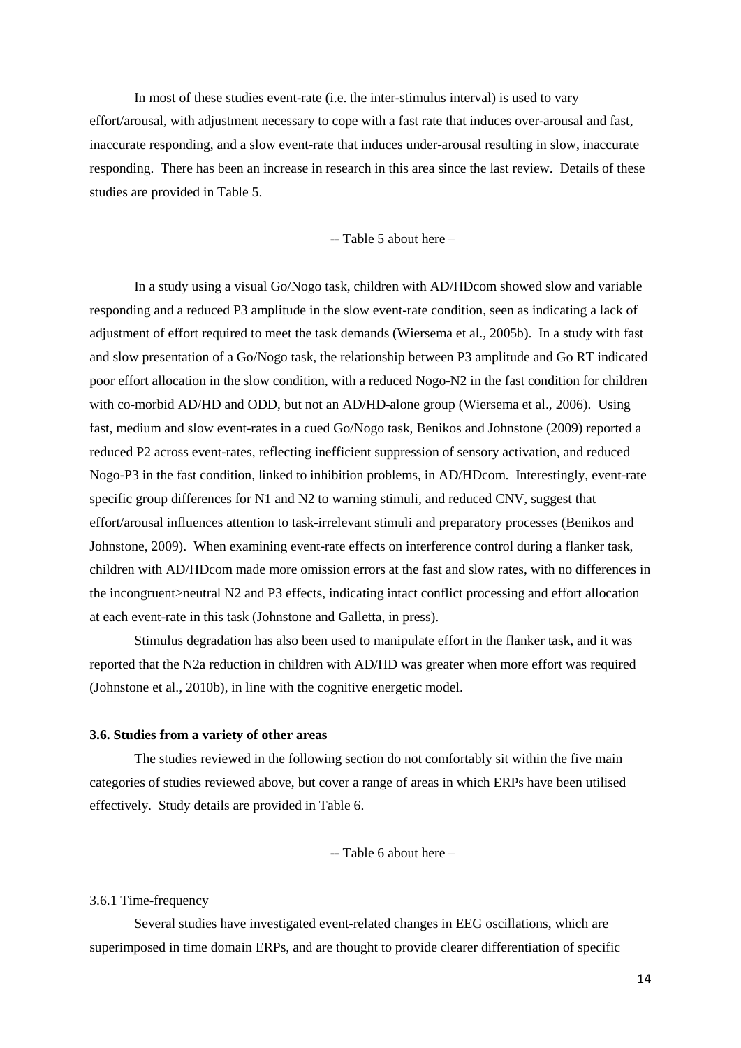In most of these studies event-rate (i.e. the inter-stimulus interval) is used to vary effort/arousal, with adjustment necessary to cope with a fast rate that induces over-arousal and fast, inaccurate responding, and a slow event-rate that induces under-arousal resulting in slow, inaccurate responding. There has been an increase in research in this area since the last review. Details of these studies are provided in Table 5.

-- Table 5 about here –

In a study using a visual Go/Nogo task, children with AD/HDcom showed slow and variable responding and a reduced P3 amplitude in the slow event-rate condition, seen as indicating a lack of adjustment of effort required to meet the task demands (Wiersema et al., 2005b). In a study with fast and slow presentation of a Go/Nogo task, the relationship between P3 amplitude and Go RT indicated poor effort allocation in the slow condition, with a reduced Nogo-N2 in the fast condition for children with co-morbid AD/HD and ODD, but not an AD/HD-alone group (Wiersema et al., 2006). Using fast, medium and slow event-rates in a cued Go/Nogo task, Benikos and Johnstone (2009) reported a reduced P2 across event-rates, reflecting inefficient suppression of sensory activation, and reduced Nogo-P3 in the fast condition, linked to inhibition problems, in AD/HDcom. Interestingly, event-rate specific group differences for N1 and N2 to warning stimuli, and reduced CNV, suggest that effort/arousal influences attention to task-irrelevant stimuli and preparatory processes (Benikos and Johnstone, 2009). When examining event-rate effects on interference control during a flanker task, children with AD/HDcom made more omission errors at the fast and slow rates, with no differences in the incongruent>neutral N2 and P3 effects, indicating intact conflict processing and effort allocation at each event-rate in this task (Johnstone and Galletta, in press).

Stimulus degradation has also been used to manipulate effort in the flanker task, and it was reported that the N2a reduction in children with AD/HD was greater when more effort was required (Johnstone et al., 2010b), in line with the cognitive energetic model.

### 3.6. Studies from a variety of other areas

The studies reviewed in the following section do not comfortably sit within the five main categories of studies reviewed above, but cover a range of areas in which ERPs have been utilised effectively. Study details are provided in Table 6.

-- Table 6 about here –

#### 3.6.1 Time-frequency

Several studies have investigated event-related changes in EEG oscillations, which are superimposed in time domain ERPs, and are thought to provide clearer differentiation of specific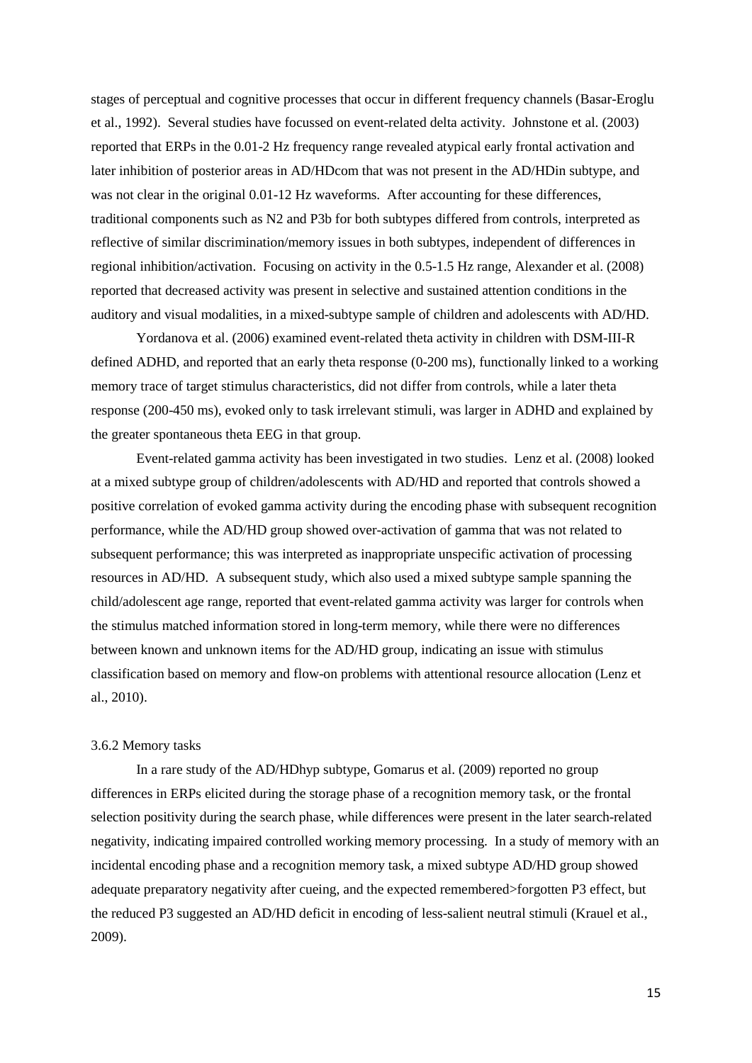stages of perceptual and cognitive processes that occur in different frequency channels (Basar-Eroglu et al., 1992). Several studies have focussed on event-related delta activity. Johnstone et al. (2003) reported that ERPs in the 0.01-2 Hz frequency range revealed atypical early frontal activation and later inhibition of posterior areas in AD/HDcom that was not present in the AD/HDin subtype, and was not clear in the original 0.01-12 Hz waveforms. After accounting for these differences, traditional components such as N2 and P3b for both subtypes differed from controls, interpreted as reflective of similar discrimination/memory issues in both subtypes, independent of differences in regional inhibition/activation. Focusing on activity in the 0.5-1.5 Hz range, Alexander et al. (2008) reported that decreased activity was present in selective and sustained attention conditions in the auditory and visual modalities, in a mixed-subtype sample of children and adolescents with AD/HD.

Yordanova et al. (2006) examined event-related theta activity in children with DSM-III-R defined ADHD, and reported that an early theta response (0-200 ms), functionally linked to a working memory trace of target stimulus characteristics, did not differ from controls, while a later theta response (200-450 ms), evoked only to task irrelevant stimuli, was larger in ADHD and explained by the greater spontaneous theta EEG in that group.

Event-related gamma activity has been investigated in two studies. Lenz et al. (2008) looked at a mixed subtype group of children/adolescents with AD/HD and reported that controls showed a positive correlation of evoked gamma activity during the encoding phase with subsequent recognition performance, while the AD/HD group showed over-activation of gamma that was not related to subsequent performance; this was interpreted as inappropriate unspecific activation of processing resources in AD/HD. A subsequent study, which also used a mixed subtype sample spanning the child/adolescent age range, reported that event-related gamma activity was larger for controls when the stimulus matched information stored in long-term memory, while there were no differences between known and unknown items for the AD/HD group, indicating an issue with stimulus classification based on memory and flow-on problems with attentional resource allocation (Lenz et al., 2010).

### 3.6.2 Memory tasks

In a rare study of the AD/HDhyp subtype, Gomarus et al. (2009) reported no group differences in ERPs elicited during the storage phase of a recognition memory task, or the frontal selection positivity during the search phase, while differences were present in the later search-related negativity, indicating impaired controlled working memory processing. In a study of memory with an incidental encoding phase and a recognition memory task, a mixed subtype AD/HD group showed adequate preparatory negativity after cueing, and the expected remembered>forgotten P3 effect, but the reduced P3 suggested an AD/HD deficit in encoding of less-salient neutral stimuli (Krauel et al., 2009).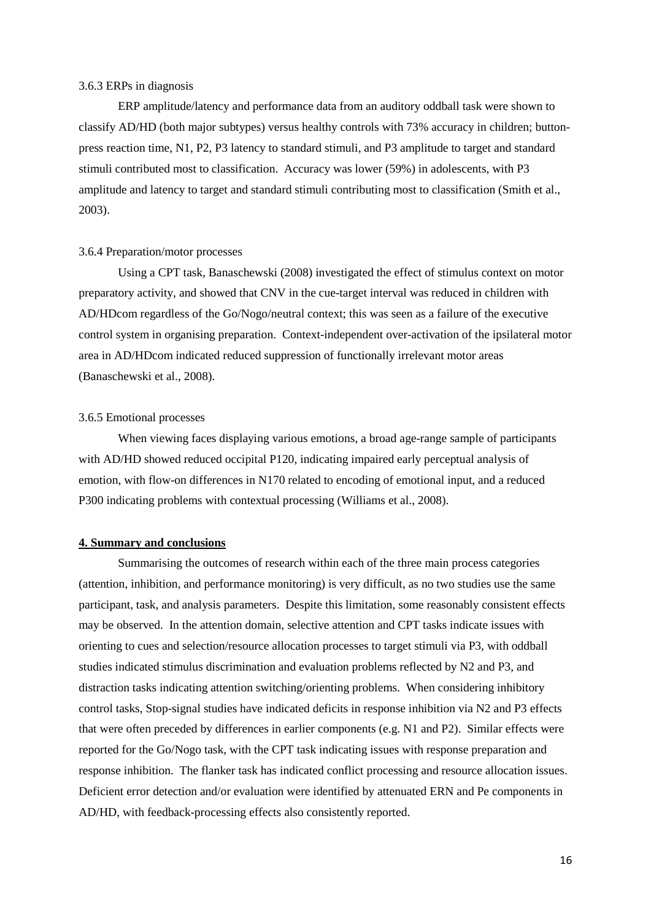#### 3.6.3 ERPs in diagnosis

ERP amplitude/latency and performance data from an auditory oddball task were shown to classify AD/HD (both major subtypes) versus healthy controls with 73% accuracy in children; button-press reaction time, N1, P2, P3 latency to standard stimuli, and P3 amplitude to target and standard stimuli contributed most to classification. Accuracy was lower (59%) in adolescents, with P3 amplitude and latency to target and standard stimuli contributing most to classification (Smith et al., 2003).

#### 3.6.4 Preparation/motor processes

Using a CPT task, Banaschewski (2008) investigated the effect of stimulus context on motor preparatory activity, and showed that CNV in the cue-target interval was reduced in children with AD/HDcom regardless of the Go/Nogo/neutral context; this was seen as a failure of the executive control system in organising preparation. Context-independent over-activation of the ipsilateral motor area in AD/HDcom indicated reduced suppression of functionally irrelevant motor areas (Banaschewski et al., 2008).

#### 3.6.5 Emotional processes

When viewing faces displaying various emotions, a broad age-range sample of participants with AD/HD showed reduced occipital P120, indicating impaired early perceptual analysis of emotion, with flow-on differences in N170 related to encoding of emotional input, and a reduced P300 indicating problems with contextual processing (Williams et al., 2008).

## 4. Summary and conclusions

Summarising the outcomes of research within each of the three main process categories (attention, inhibition, and performance monitoring) is very difficult, as no two studies use the same participant, task, and analysis parameters. Despite this limitation, some reasonably consistent effects may be observed. In the attention domain, selective attention and CPT tasks indicate issues with orienting to cues and selection/resource allocation processes to target stimuli via P3, with oddball studies indicated stimulus discrimination and evaluation problems reflected by N2 and P3, and distraction tasks indicating attention switching/orienting problems. When considering inhibitory control tasks, Stop-signal studies have indicated deficits in response inhibition via N2 and P3 effects that were often preceded by differences in earlier components (e.g. N1 and P2). Similar effects were reported for the Go/Nogo task, with the CPT task indicating issues with response preparation and response inhibition. The flanker task has indicated conflict processing and resource allocation issues. Deficient error detection and/or evaluation were identified by attenuated ERN and Pe components in AD/HD, with feedback-processing effects also consistently reported.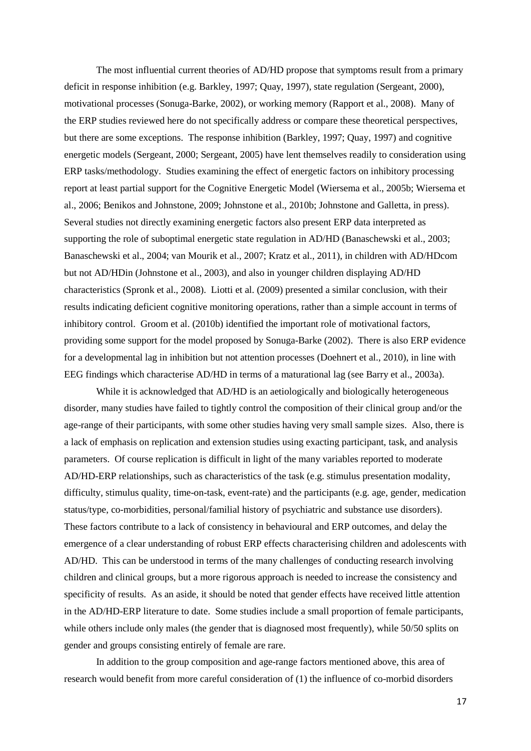The most influential current theories of AD/HD propose that symptoms result from a primary deficit in response inhibition (e.g. Barkley, 1997; Quay, 1997), state regulation (Sergeant, 2000), motivational processes (Sonuga-Barke, 2002), or working memory (Rapport et al., 2008). Many of the ERP studies reviewed here do not specifically address or compare these theoretical perspectives, but there are some exceptions. The response inhibition (Barkley, 1997; Quay, 1997) and cognitive energetic models (Sergeant, 2000; Sergeant, 2005) have lent themselves readily to consideration using ERP tasks/methodology. Studies examining the effect of energetic factors on inhibitory processing report at least partial support for the Cognitive Energetic Model (Wiersema et al., 2005b; Wiersema et al., 2006; Benikos and Johnstone, 2009; Johnstone et al., 2010b; Johnstone and Galletta, in press). Several studies not directly examining energetic factors also present ERP data interpreted as supporting the role of suboptimal energetic state regulation in AD/HD (Banaschewski et al., 2003; Banaschewski et al., 2004; van Mourik et al., 2007; Kratz et al., 2011), in children with AD/HDcom but not AD/HDin (Johnstone et al., 2003), and also in younger children displaying AD/HD characteristics (Spronk et al., 2008). Liotti et al. (2009) presented a similar conclusion, with their results indicating deficient cognitive monitoring operations, rather than a simple account in terms of inhibitory control. Groom et al. (2010b) identified the important role of motivational factors, providing some support for the model proposed by Sonuga-Barke (2002). There is also ERP evidence for a developmental lag in inhibition but not attention processes (Doehnert et al., 2010), in line with EEG findings which characterise AD/HD in terms of a maturational lag (see Barry et al., 2003a).

While it is acknowledged that AD/HD is an aetiologically and biologically heterogeneous disorder, many studies have failed to tightly control the composition of their clinical group and/or the age-range of their participants, with some other studies having very small sample sizes. Also, there is a lack of emphasis on replication and extension studies using exacting participant, task, and analysis parameters. Of course replication is difficult in light of the many variables reported to moderate AD/HD-ERP relationships, such as characteristics of the task (e.g. stimulus presentation modality, difficulty, stimulus quality, time-on-task, event-rate) and the participants (e.g. age, gender, medication status/type, co-morbidities, personal/familial history of psychiatric and substance use disorders). These factors contribute to a lack of consistency in behavioural and ERP outcomes, and delay the emergence of a clear understanding of robust ERP effects characterising children and adolescents with AD/HD. This can be understood in terms of the many challenges of conducting research involving children and clinical groups, but a more rigorous approach is needed to increase the consistency and specificity of results. As an aside, it should be noted that gender effects have received little attention in the AD/HD-ERP literature to date. Some studies include a small proportion of female participants, while others include only males (the gender that is diagnosed most frequently), while 50/50 splits on gender and groups consisting entirely of female are rare.

In addition to the group composition and age-range factors mentioned above, this area of research would benefit from more careful consideration of (1) the influence of co-morbid disorders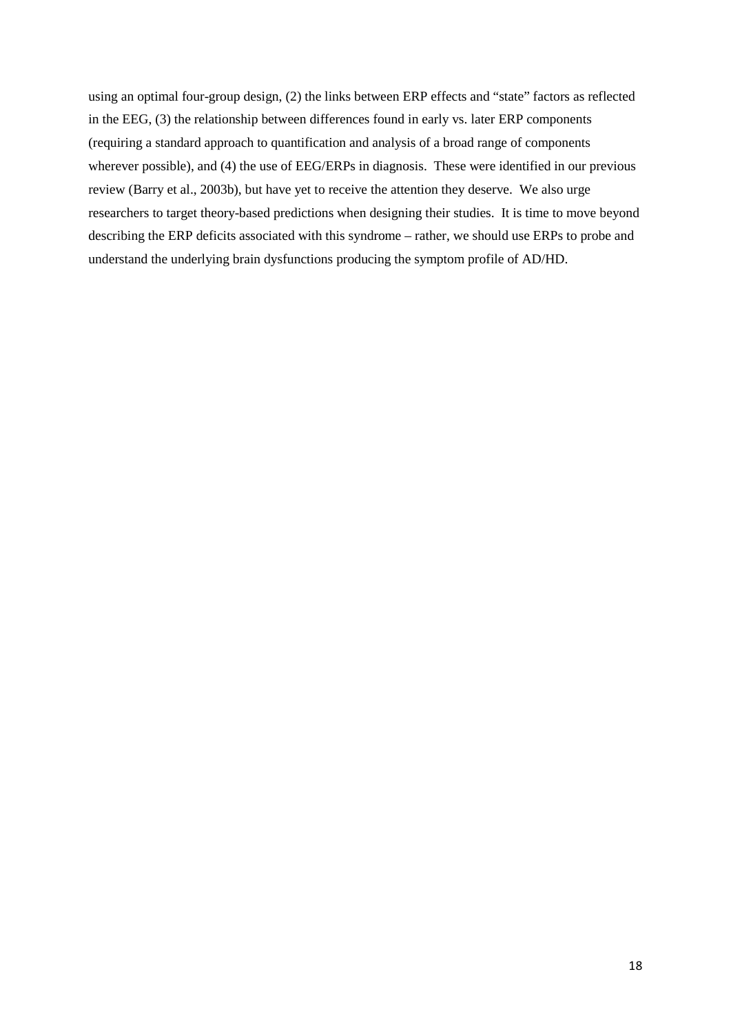using an optimal four-group design, (2) the links between ERP effects and "state" factors as reflected in the EEG, (3) the relationship between differences found in early vs. later ERP components (requiring a standard approach to quantification and analysis of a broad range of components wherever possible), and (4) the use of EEG/ERPs in diagnosis. These were identified in our previous review (Barry et al., 2003b), but have yet to receive the attention they deserve. We also urge researchers to target theory-based predictions when designing their studies. It is time to move beyond describing the ERP deficits associated with this syndrome – rather, we should use ERPs to probe and understand the underlying brain dysfunctions producing the symptom profile of AD/HD.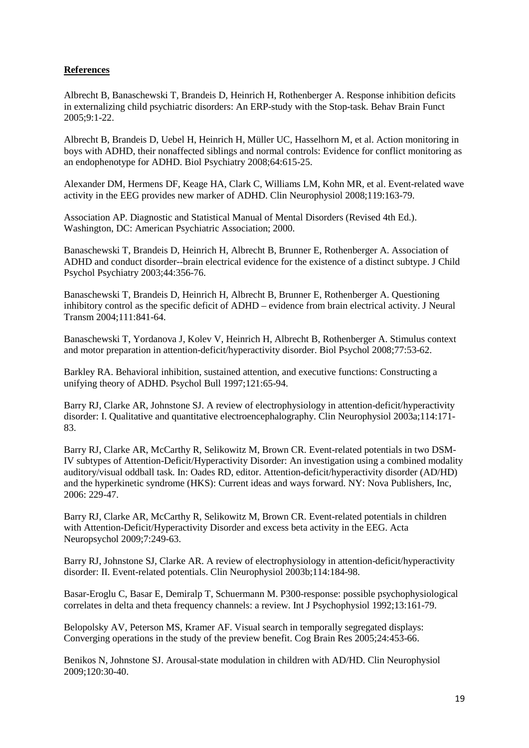**References**

Albrecht B, Banaschewski T, Brandeis D, Heinrich H, Rothenberger A. Response inhibition deficits in externalizing child psychiatric disorders: An ERP-study with the Stop-task. Behav Brain Funct 2005;9:1-22.

Albrecht B, Brandeis D, Uebel H, Heinrich H, Müller UC, Hasselhorn M, et al. Action monitoring in boys with ADHD, their nonaffected siblings and normal controls: Evidence for conflict monitoring as an endophenotype for ADHD. Biol Psychiatry 2008;64:615-25.

Alexander DM, Hermens DF, Keage HA, Clark C, Williams LM, Kohn MR, et al. Event-related wave activity in the EEG provides new marker of ADHD. Clin Neurophysiol 2008;119:163-79.

Association AP. Diagnostic and Statistical Manual of Mental Disorders (Revised 4th Ed.). Washington, DC: American Psychiatric Association; 2000.

Banaschewski T, Brandeis D, Heinrich H, Albrecht B, Brunner E, Rothenberger A. Association of ADHD and conduct disorder--brain electrical evidence for the existence of a distinct subtype. J Child Psychol Psychiatry 2003;44:356-76.

Banaschewski T, Brandeis D, Heinrich H, Albrecht B, Brunner E, Rothenberger A. Questioning inhibitory control as the specific deficit of ADHD – evidence from brain electrical activity. J Neural Transm 2004;111:841-64.

Banaschewski T, Yordanova J, Kolev V, Heinrich H, Albrecht B, Rothenberger A. Stimulus context and motor preparation in attention-deficit/hyperactivity disorder. Biol Psychol 2008;77:53-62.

Barkley RA. Behavioral inhibition, sustained attention, and executive functions: Constructing a unifying theory of ADHD. Psychol Bull 1997;121:65-94.

Barry RJ, Clarke AR, Johnstone SJ. A review of electrophysiology in attention-deficit/hyperactivity disorder: I. Qualitative and quantitative electroencephalography. Clin Neurophysiol 2003a;114:171-83.

Barry RJ, Clarke AR, McCarthy R, Selikowitz M, Brown CR. Event-related potentials in two DSM-IV subtypes of Attention-Deficit/Hyperactivity Disorder: An investigation using a combined modality auditory/visual oddball task. In: Oades RD, editor. Attention-deficit/hyperactivity disorder (AD/HD) and the hyperkinetic syndrome (HKS): Current ideas and ways forward. NY: Nova Publishers, Inc, 2006: 229-47.

Barry RJ, Clarke AR, McCarthy R, Selikowitz M, Brown CR. Event-related potentials in children with Attention-Deficit/Hyperactivity Disorder and excess beta activity in the EEG. Acta Neuropsychol 2009;7:249-63.

Barry RJ, Johnstone SJ, Clarke AR. A review of electrophysiology in attention-deficit/hyperactivity disorder: II. Event-related potentials. Clin Neurophysiol 2003b;114:184-98.

Basar-Eroglu C, Basar E, Demiralp T, Schuermann M. P300-response: possible psychophysiological correlates in delta and theta frequency channels: a review. Int J Psychophysiol 1992;13:161-79.

Belopolsky AV, Peterson MS, Kramer AF. Visual search in temporally segregated displays: Converging operations in the study of the preview benefit. Cog Brain Res 2005;24:453-66.

Benikos N, Johnstone SJ. Arousal-state modulation in children with AD/HD. Clin Neurophysiol 2009;120:30-40.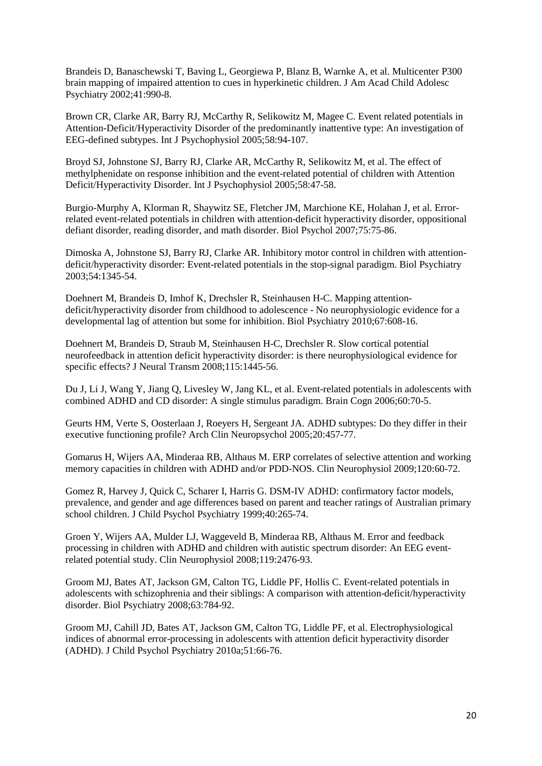Brandeis D, Banaschewski T, Baving L, Georgiewa P, Blanz B, Warnke A, et al. Multicenter P300 brain mapping of impaired attention to cues in hyperkinetic children. J Am Acad Child Adolesc Psychiatry 2002;41:990-8.

Brown CR, Clarke AR, Barry RJ, McCarthy R, Selikowitz M, Magee C. Event related potentials in Attention-Deficit/Hyperactivity Disorder of the predominantly inattentive type: An investigation of EEG-defined subtypes. Int J Psychophysiol 2005;58:94-107.

Broyd SJ, Johnstone SJ, Barry RJ, Clarke AR, McCarthy R, Selikowitz M, et al. The effect of methylphenidate on response inhibition and the event-related potential of children with Attention Deficit/Hyperactivity Disorder. Int J Psychophysiol 2005;58:47-58.

Burgio-Murphy A, Klorman R, Shaywitz SE, Fletcher JM, Marchione KE, Holahan J, et al. Error-related event-related potentials in children with attention-deficit hyperactivity disorder, oppositional defiant disorder, reading disorder, and math disorder. Biol Psychol 2007;75:75-86.

Dimoska A, Johnstone SJ, Barry RJ, Clarke AR. Inhibitory motor control in children with attention-deficit/hyperactivity disorder: Event-related potentials in the stop-signal paradigm. Biol Psychiatry 2003;54:1345-54.

Doehnert M, Brandeis D, Imhof K, Drechsler R, Steinhausen H-C. Mapping attention-deficit/hyperactivity disorder from childhood to adolescence - No neurophysiologic evidence for a developmental lag of attention but some for inhibition. Biol Psychiatry 2010;67:608-16.

Doehnert M, Brandeis D, Straub M, Steinhausen H-C, Drechsler R. Slow cortical potential neurofeedback in attention deficit hyperactivity disorder: is there neurophysiological evidence for specific effects? J Neural Transm 2008;115:1445-56.

Du J, Li J, Wang Y, Jiang Q, Livesley W, Jang KL, et al. Event-related potentials in adolescents with combined ADHD and CD disorder: A single stimulus paradigm. Brain Cogn 2006;60:70-5.

Geurts HM, Verte S, Oosterlaan J, Roeyers H, Sergeant JA. ADHD subtypes: Do they differ in their executive functioning profile? Arch Clin Neuropsychol 2005;20:457-77.

Gomarus H, Wijers AA, Minderaa RB, Althaus M. ERP correlates of selective attention and working memory capacities in children with ADHD and/or PDD-NOS. Clin Neurophysiol 2009;120:60-72.

Gomez R, Harvey J, Quick C, Scharer I, Harris G. DSM-IV ADHD: confirmatory factor models, prevalence, and gender and age differences based on parent and teacher ratings of Australian primary school children. J Child Psychol Psychiatry 1999;40:265-74.

Groen Y, Wijers AA, Mulder LJ, Waggeveld B, Minderaa RB, Althaus M. Error and feedback processing in children with ADHD and children with autistic spectrum disorder: An EEG event-related potential study. Clin Neurophysiol 2008;119:2476-93.

Groom MJ, Bates AT, Jackson GM, Calton TG, Liddle PF, Hollis C. Event-related potentials in adolescents with schizophrenia and their siblings: A comparison with attention-deficit/hyperactivity disorder. Biol Psychiatry 2008;63:784-92.

Groom MJ, Cahill JD, Bates AT, Jackson GM, Calton TG, Liddle PF, et al. Electrophysiological indices of abnormal error-processing in adolescents with attention deficit hyperactivity disorder (ADHD). J Child Psychol Psychiatry 2010a;51:66-76.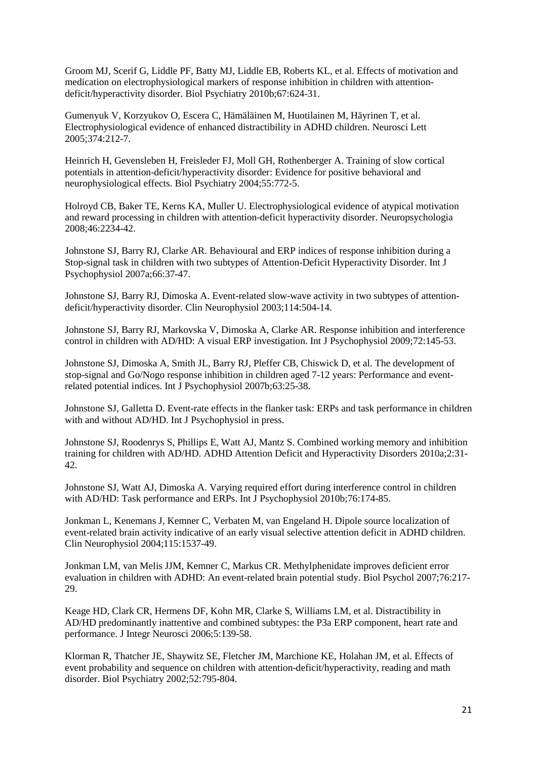Groom MJ, Scerif G, Liddle PF, Batty MJ, Liddle EB, Roberts KL, et al. Effects of motivation and medication on electrophysiological markers of response inhibition in children with attention-deficit/hyperactivity disorder. Biol Psychiatry 2010b;67:624-31.

Gumenyuk V, Korzyukov O, Escera C, Hämäläinen M, Huotilainen M, Häyrinen T, et al. Electrophysiological evidence of enhanced distractibility in ADHD children. Neurosci Lett 2005;374:212-7.

Heinrich H, Gevensleben H, Freisleder FJ, Moll GH, Rothenberger A. Training of slow cortical potentials in attention-deficit/hyperactivity disorder: Evidence for positive behavioral and neurophysiological effects. Biol Psychiatry 2004;55:772-5.

Holroyd CB, Baker TE, Kerns KA, Muller U. Electrophysiological evidence of atypical motivation and reward processing in children with attention-deficit hyperactivity disorder. Neuropsychologia 2008;46:2234-42.

Johnstone SJ, Barry RJ, Clarke AR. Behavioural and ERP indices of response inhibition during a Stop-signal task in children with two subtypes of Attention-Deficit Hyperactivity Disorder. Int J Psychophysiol 2007a;66:37-47.

Johnstone SJ, Barry RJ, Dimoska A. Event-related slow-wave activity in two subtypes of attention-deficit/hyperactivity disorder. Clin Neurophysiol 2003;114:504-14.

Johnstone SJ, Barry RJ, Markovska V, Dimoska A, Clarke AR. Response inhibition and interference control in children with AD/HD: A visual ERP investigation. Int J Psychophysiol 2009;72:145-53.

Johnstone SJ, Dimoska A, Smith JL, Barry RJ, Pleffer CB, Chiswick D, et al. The development of stop-signal and Go/Nogo response inhibition in children aged 7-12 years: Performance and event-related potential indices. Int J Psychophysiol 2007b;63:25-38.

Johnstone SJ, Galletta D. Event-rate effects in the flanker task: ERPs and task performance in children with and without AD/HD. Int J Psychophysiol in press.

Johnstone SJ, Roodenrys S, Phillips E, Watt AJ, Mantz S. Combined working memory and inhibition training for children with AD/HD. ADHD Attention Deficit and Hyperactivity Disorders 2010a;2:31-42.

Johnstone SJ, Watt AJ, Dimoska A. Varying required effort during interference control in children with AD/HD: Task performance and ERPs. Int J Psychophysiol 2010b;76:174-85.

Jonkman L, Kenemans J, Kemner C, Verbaten M, van Engeland H. Dipole source localization of event-related brain activity indicative of an early visual selective attention deficit in ADHD children. Clin Neurophysiol 2004;115:1537-49.

Jonkman LM, van Melis JJM, Kemner C, Markus CR. Methylphenidate improves deficient error evaluation in children with ADHD: An event-related brain potential study. Biol Psychol 2007;76:217-29.

Keage HD, Clark CR, Hermens DF, Kohn MR, Clarke S, Williams LM, et al. Distractibility in AD/HD predominantly inattentive and combined subtypes: the P3a ERP component, heart rate and performance. J Integr Neurosci 2006;5:139-58.

Klorman R, Thatcher JE, Shaywitz SE, Fletcher JM, Marchione KE, Holahan JM, et al. Effects of event probability and sequence on children with attention-deficit/hyperactivity, reading and math disorder. Biol Psychiatry 2002;52:795-804.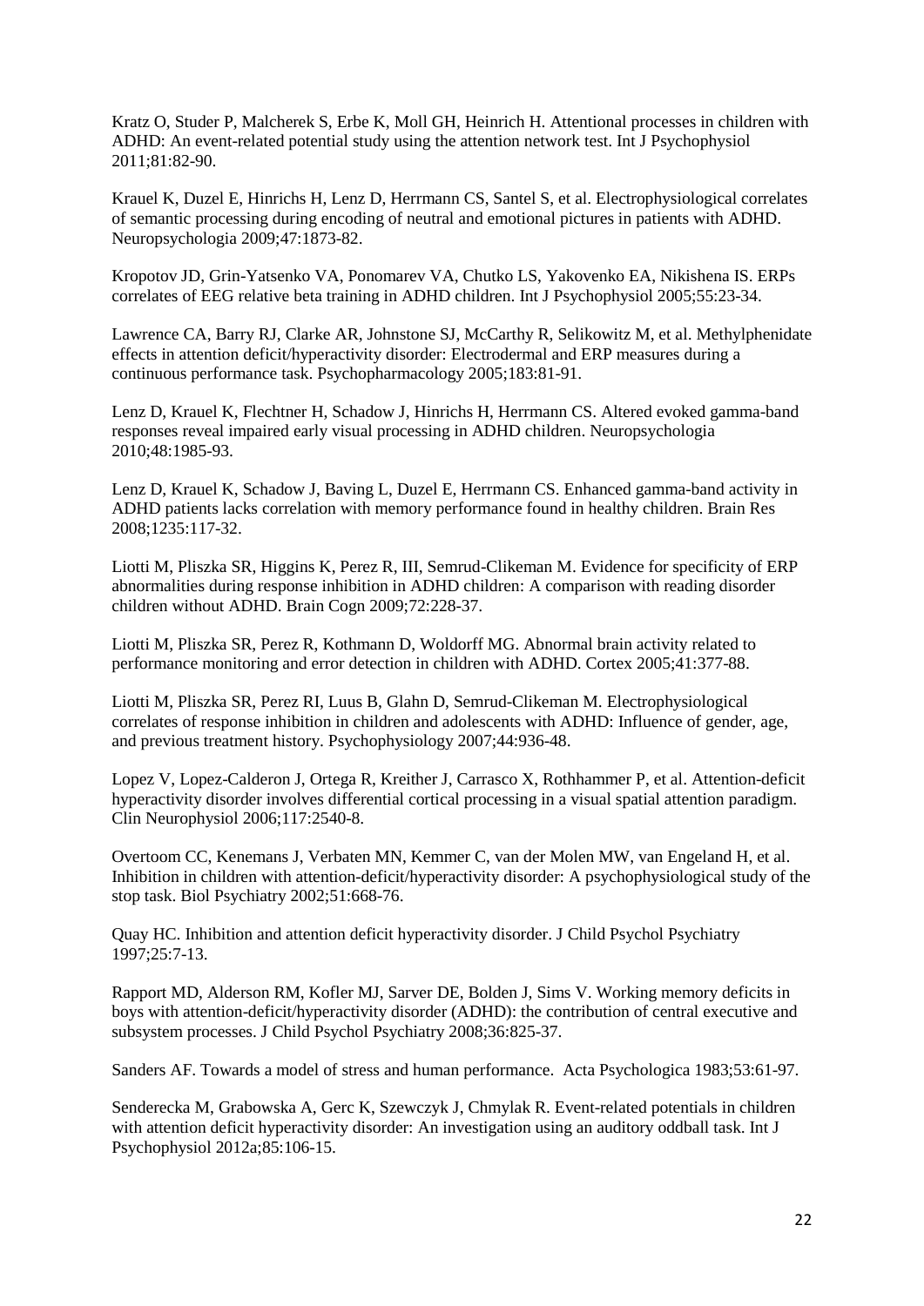Kratz O, Studer P, Malcherek S, Erbe K, Moll GH, Heinrich H. Attentional processes in children with ADHD: An event-related potential study using the attention network test. Int J Psychophysiol 2011;81:82-90.

Krauel K, Duzel E, Hinrichs H, Lenz D, Herrmann CS, Santel S, et al. Electrophysiological correlates of semantic processing during encoding of neutral and emotional pictures in patients with ADHD. Neuropsychologia 2009;47:1873-82.

Kropotov JD, Grin-Yatsenko VA, Ponomarev VA, Chutko LS, Yakovenko EA, Nikishena IS. ERPs correlates of EEG relative beta training in ADHD children. Int J Psychophysiol 2005;55:23-34.

Lawrence CA, Barry RJ, Clarke AR, Johnstone SJ, McCarthy R, Selikowitz M, et al. Methylphenidate effects in attention deficit/hyperactivity disorder: Electrodermal and ERP measures during a continuous performance task. Psychopharmacology 2005;183:81-91.

Lenz D, Krauel K, Flechtner H, Schadow J, Hinrichs H, Herrmann CS. Altered evoked gamma-band responses reveal impaired early visual processing in ADHD children. Neuropsychologia 2010;48:1985-93.

Lenz D, Krauel K, Schadow J, Baving L, Duzel E, Herrmann CS. Enhanced gamma-band activity in ADHD patients lacks correlation with memory performance found in healthy children. Brain Res 2008;1235:117-32.

Liotti M, Pliszka SR, Higgins K, Perez R, III, Semrud-Clikeman M. Evidence for specificity of ERP abnormalities during response inhibition in ADHD children: A comparison with reading disorder children without ADHD. Brain Cogn 2009;72:228-37.

Liotti M, Pliszka SR, Perez R, Kothmann D, Woldorff MG. Abnormal brain activity related to performance monitoring and error detection in children with ADHD. Cortex 2005;41:377-88.

Liotti M, Pliszka SR, Perez RI, Luus B, Glahn D, Semrud-Clikeman M. Electrophysiological correlates of response inhibition in children and adolescents with ADHD: Influence of gender, age, and previous treatment history. Psychophysiology 2007;44:936-48.

Lopez V, Lopez-Calderon J, Ortega R, Kreither J, Carrasco X, Rothhammer P, et al. Attention-deficit hyperactivity disorder involves differential cortical processing in a visual spatial attention paradigm. Clin Neurophysiol 2006;117:2540-8.

Overtoom CC, Kenemans J, Verbaten MN, Kemmer C, van der Molen MW, van Engeland H, et al. Inhibition in children with attention-deficit/hyperactivity disorder: A psychophysiological study of the stop task. Biol Psychiatry 2002;51:668-76.

Quay HC. Inhibition and attention deficit hyperactivity disorder. J Child Psychol Psychiatry 1997;25:7-13.

Rapport MD, Alderson RM, Kofler MJ, Sarver DE, Bolden J, Sims V. Working memory deficits in boys with attention-deficit/hyperactivity disorder (ADHD): the contribution of central executive and subsystem processes. J Child Psychol Psychiatry 2008;36:825-37.

Sanders AF. Towards a model of stress and human performance. Acta Psychologica 1983;53:61-97.

Senderecka M, Grabowska A, Gerc K, Szewczyk J, Chmylak R. Event-related potentials in children with attention deficit hyperactivity disorder: An investigation using an auditory oddball task. Int J Psychophysiol 2012a;85:106-15.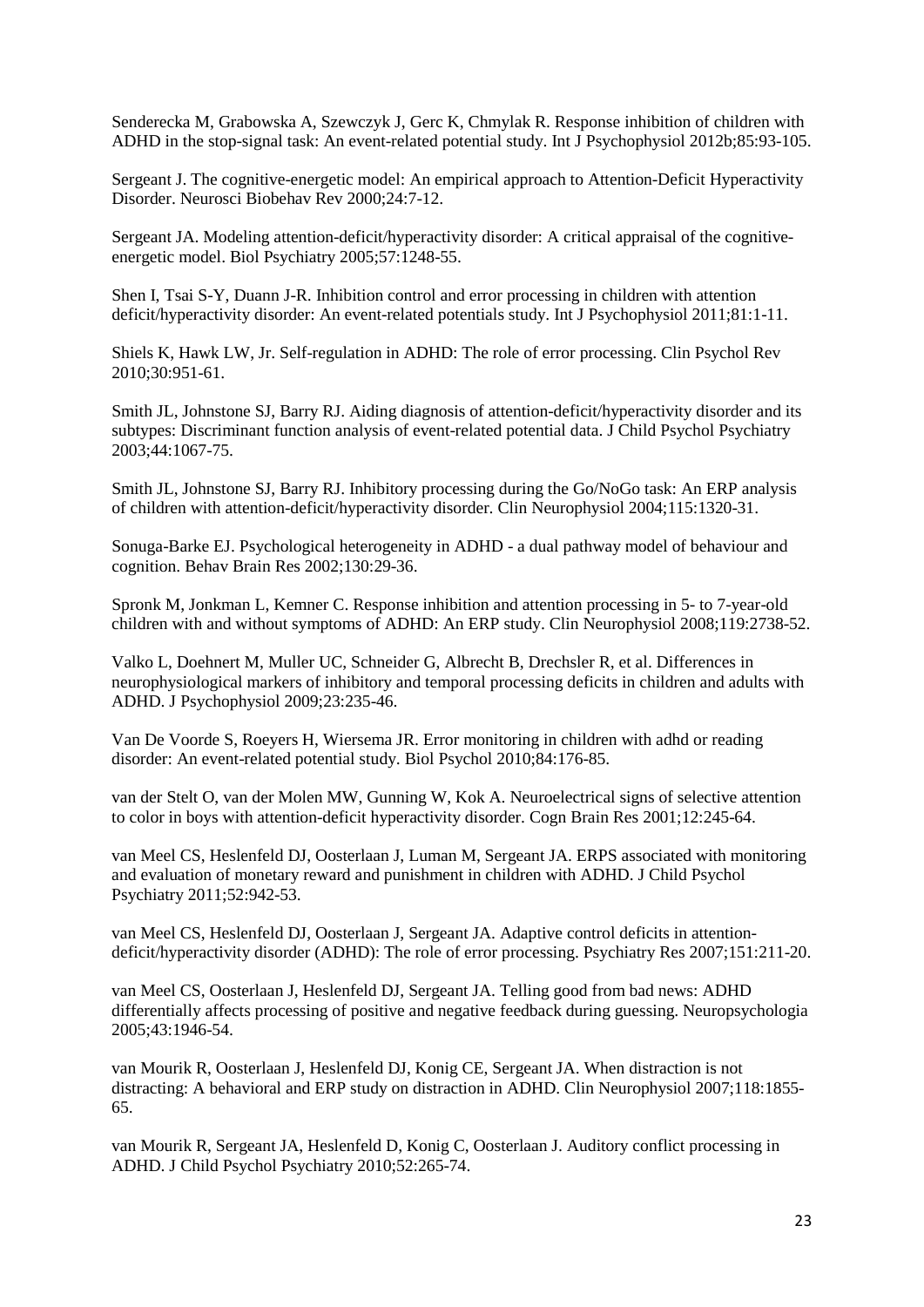Senderecka M, Grabowska A, Szewczyk J, Gerc K, Chmylak R. Response inhibition of children with ADHD in the stop-signal task: An event-related potential study. Int J Psychophysiol 2012b;85:93-105.

Sergeant J. The cognitive-energetic model: An empirical approach to Attention-Deficit Hyperactivity Disorder. Neurosci Biobehav Rev 2000;24:7-12.

Sergeant JA. Modeling attention-deficit/hyperactivity disorder: A critical appraisal of the cognitive-energetic model. Biol Psychiatry 2005;57:1248-55.

Shen I, Tsai S-Y, Duann J-R. Inhibition control and error processing in children with attention deficit/hyperactivity disorder: An event-related potentials study. Int J Psychophysiol 2011;81:1-11.

Shiels K, Hawk LW, Jr. Self-regulation in ADHD: The role of error processing. Clin Psychol Rev 2010;30:951-61.

Smith JL, Johnstone SJ, Barry RJ. Aiding diagnosis of attention-deficit/hyperactivity disorder and its subtypes: Discriminant function analysis of event-related potential data. J Child Psychol Psychiatry 2003;44:1067-75.

Smith JL, Johnstone SJ, Barry RJ. Inhibitory processing during the Go/NoGo task: An ERP analysis of children with attention-deficit/hyperactivity disorder. Clin Neurophysiol 2004;115:1320-31.

Sonuga-Barke EJ. Psychological heterogeneity in ADHD - a dual pathway model of behaviour and cognition. Behav Brain Res 2002;130:29-36.

Spronk M, Jonkman L, Kemner C. Response inhibition and attention processing in 5- to 7-year-old children with and without symptoms of ADHD: An ERP study. Clin Neurophysiol 2008;119:2738-52.

Valko L, Doehnert M, Muller UC, Schneider G, Albrecht B, Drechsler R, et al. Differences in neurophysiological markers of inhibitory and temporal processing deficits in children and adults with ADHD. J Psychophysiol 2009;23:235-46.

Van De Voorde S, Roeyers H, Wiersema JR. Error monitoring in children with adhd or reading disorder: An event-related potential study. Biol Psychol 2010;84:176-85.

van der Stelt O, van der Molen MW, Gunning W, Kok A. Neuroelectrical signs of selective attention to color in boys with attention-deficit hyperactivity disorder. Cogn Brain Res 2001;12:245-64.

van Meel CS, Heslenfeld DJ, Oosterlaan J, Luman M, Sergeant JA. ERPS associated with monitoring and evaluation of monetary reward and punishment in children with ADHD. J Child Psychol Psychiatry 2011;52:942-53.

van Meel CS, Heslenfeld DJ, Oosterlaan J, Sergeant JA. Adaptive control deficits in attention-deficit/hyperactivity disorder (ADHD): The role of error processing. Psychiatry Res 2007;151:211-20.

van Meel CS, Oosterlaan J, Heslenfeld DJ, Sergeant JA. Telling good from bad news: ADHD differentially affects processing of positive and negative feedback during guessing. Neuropsychologia 2005;43:1946-54.

van Mourik R, Oosterlaan J, Heslenfeld DJ, Konig CE, Sergeant JA. When distraction is not distracting: A behavioral and ERP study on distraction in ADHD. Clin Neurophysiol 2007;118:1855-65.

van Mourik R, Sergeant JA, Heslenfeld D, Konig C, Oosterlaan J. Auditory conflict processing in ADHD. J Child Psychol Psychiatry 2010;52:265-74.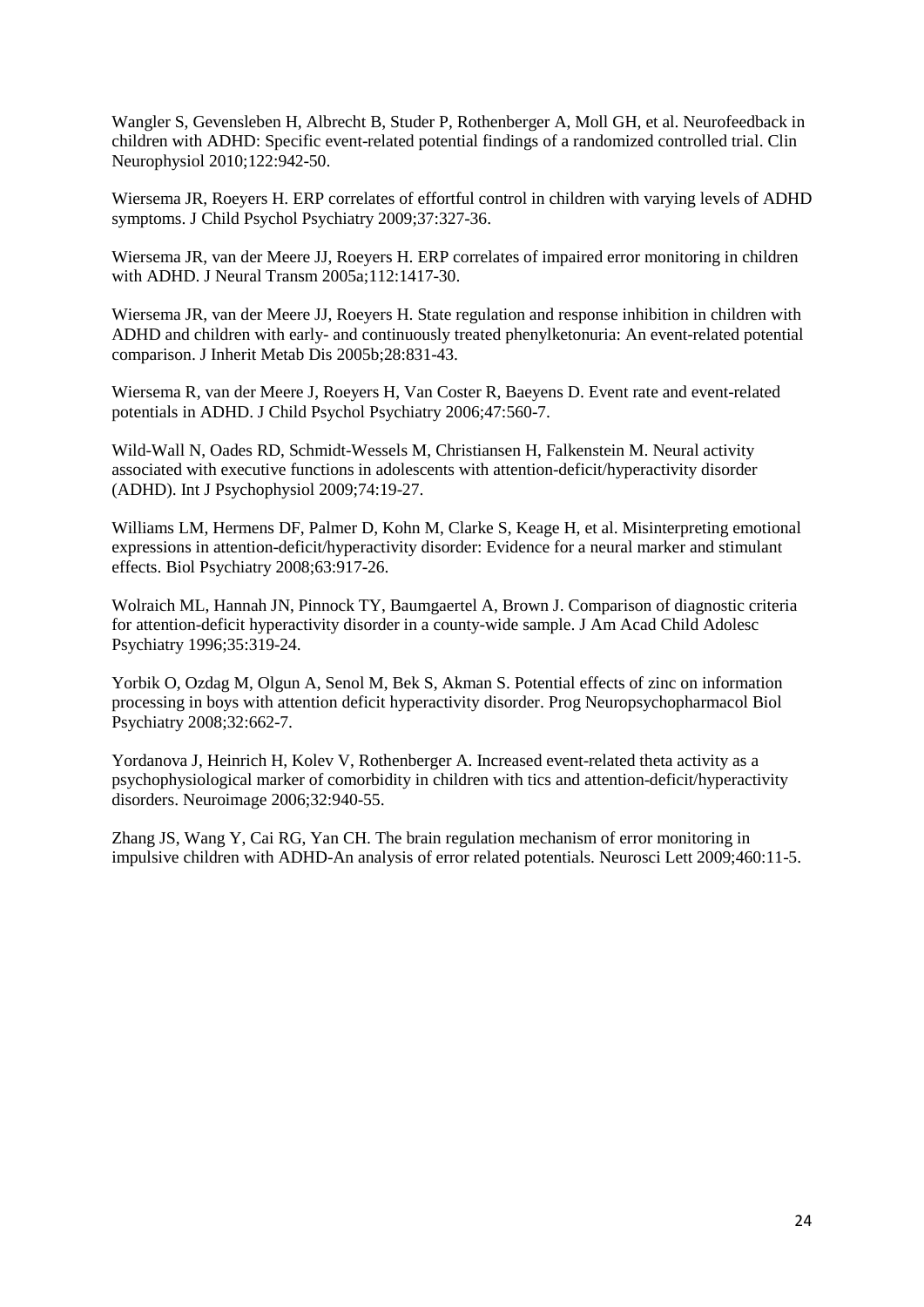Wangler S, Gevensleben H, Albrecht B, Studer P, Rothenberger A, Moll GH, et al. Neurofeedback in children with ADHD: Specific event-related potential findings of a randomized controlled trial. Clin Neurophysiol 2010;122:942-50.

Wiersema JR, Roeyers H. ERP correlates of effortful control in children with varying levels of ADHD symptoms. J Child Psychol Psychiatry 2009;37:327-36.

Wiersema JR, van der Meere JJ, Roeyers H. ERP correlates of impaired error monitoring in children with ADHD. J Neural Transm 2005a;112:1417-30.

Wiersema JR, van der Meere JJ, Roeyers H. State regulation and response inhibition in children with ADHD and children with early- and continuously treated phenylketonuria: An event-related potential comparison. J Inherit Metab Dis 2005b;28:831-43.

Wiersema R, van der Meere J, Roeyers H, Van Coster R, Baeyens D. Event rate and event-related potentials in ADHD. J Child Psychol Psychiatry 2006;47:560-7.

Wild-Wall N, Oades RD, Schmidt-Wessels M, Christiansen H, Falkenstein M. Neural activity associated with executive functions in adolescents with attention-deficit/hyperactivity disorder (ADHD). Int J Psychophysiol 2009;74:19-27.

Williams LM, Hermens DF, Palmer D, Kohn M, Clarke S, Keage H, et al. Misinterpreting emotional expressions in attention-deficit/hyperactivity disorder: Evidence for a neural marker and stimulant effects. Biol Psychiatry 2008;63:917-26.

Wolraich ML, Hannah JN, Pinnock TY, Baumgaertel A, Brown J. Comparison of diagnostic criteria for attention-deficit hyperactivity disorder in a county-wide sample. J Am Acad Child Adolesc Psychiatry 1996;35:319-24.

Yorbik O, Ozdag M, Olgun A, Senol M, Bek S, Akman S. Potential effects of zinc on information processing in boys with attention deficit hyperactivity disorder. Prog Neuropsychopharmacol Biol Psychiatry 2008;32:662-7.

Yordanova J, Heinrich H, Kolev V, Rothenberger A. Increased event-related theta activity as a psychophysiological marker of comorbidity in children with tics and attention-deficit/hyperactivity disorders. Neuroimage 2006;32:940-55.

Zhang JS, Wang Y, Cai RG, Yan CH. The brain regulation mechanism of error monitoring in impulsive children with ADHD-An analysis of error related potentials. Neurosci Lett 2009;460:11-5.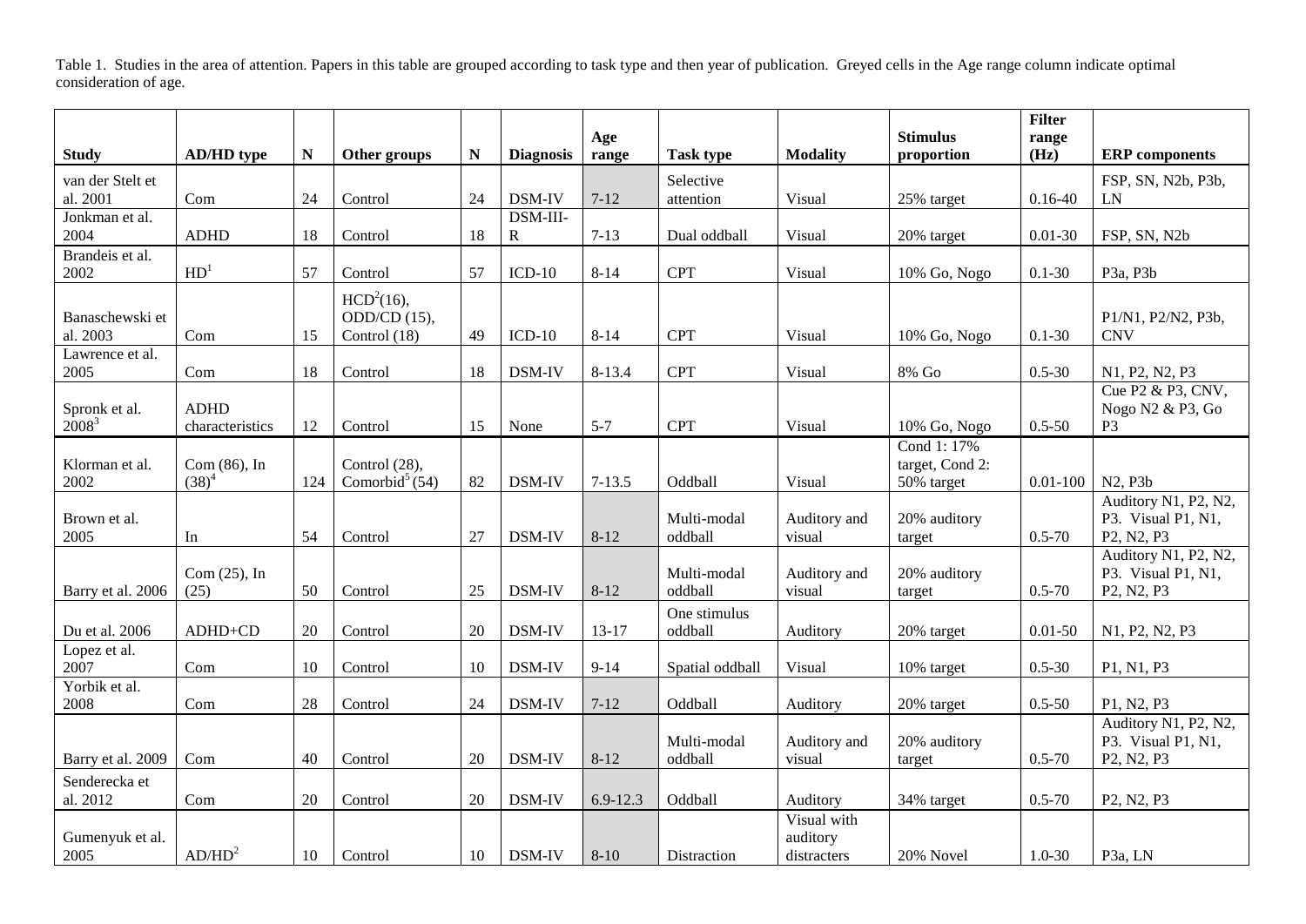Table 1. Studies in the area of attention. Papers in this table are grouped according to task type and then year of publication. Greyed cells in the Age range column indicate optimal consideration of age.

| Study | AD/HD type | N | Other groups | N | Diagnosis | Age range | Task type | Modality | Stimulus proportion | Filter range (Hz) | ERP components |
|---|---|---|---|---|---|---|---|---|---|---|---|
| van der Stelt et al. 2001 | Com | 24 | Control | 24 | DSM-IV | 7-12 | Selective attention | Visual | 25% target | 0.16-40 | FSP, SN, N2b, P3b, LN |
| Jonkman et al. 2004 | ADHD | 18 | Control | 18 | DSM-III-R | 7-13 | Dual oddball | Visual | 20% target | 0.01-30 | FSP, SN, N2b |
| Brandeis et al. 2002 | HD[1] | 57 | Control | 57 | ICD-10 | 8-14 | CPT | Visual | 10% Go, Nogo | 0.1-30 | P3a, P3b |
| Banaschewski et al. 2003 | Com | 15 | HCD[2](16), ODD/CD (15), Control (18) | 49 | ICD-10 | 8-14 | CPT | Visual | 10% Go, Nogo | 0.1-30 | P1/N1, P2/N2, P3b, CNV |
| Lawrence et al. 2005 | Com | 18 | Control | 18 | DSM-IV | 8-13.4 | CPT | Visual | 8% Go | 0.5-30 | N1, P2, N2, P3 |
| Spronk et al. 2008[3] | ADHD characteristics | 12 | Control | 15 | None | 5-7 | CPT | Visual | 10% Go, Nogo | 0.5-50 | Cue P2 & P3, CNV, Nogo N2 & P3, Go P3 |
| Klorman et al. 2002 | Com (86), In (38)[4] | 124 | Control (28), Comorbid[5] (54) | 82 | DSM-IV | 7-13.5 | Oddball | Visual | Cond 1: 17% target, Cond 2: 50% target | 0.01-100 | N2, P3b |
| Brown et al. 2005 | In | 54 | Control | 27 | DSM-IV | 8-12 | Multi-modal oddball | Auditory and visual | 20% auditory target | 0.5-70 | Auditory N1, P2, N2, P3. Visual P1, N1, P2, N2, P3 |
| Barry et al. 2006 | Com (25), In (25) | 50 | Control | 25 | DSM-IV | 8-12 | Multi-modal oddball | Auditory and visual | 20% auditory target | 0.5-70 | Auditory N1, P2, N2, P3. Visual P1, N1, P2, N2, P3 |
| Du et al. 2006 | ADHD+CD | 20 | Control | 20 | DSM-IV | 13-17 | One stimulus oddball | Auditory | 20% target | 0.01-50 | N1, P2, N2, P3 |
| Lopez et al. 2007 | Com | 10 | Control | 10 | DSM-IV | 9-14 | Spatial oddball | Visual | 10% target | 0.5-30 | P1, N1, P3 |
| Yorbik et al. 2008 | Com | 28 | Control | 24 | DSM-IV | 7-12 | Oddball | Auditory | 20% target | 0.5-50 | P1, N2, P3 |
| Barry et al. 2009 | Com | 40 | Control | 20 | DSM-IV | 8-12 | Multi-modal oddball | Auditory and visual | 20% auditory target | 0.5-70 | Auditory N1, P2, N2, P3. Visual P1, N1, P2, N2, P3 |
| Senderecka et al. 2012 | Com | 20 | Control | 20 | DSM-IV | 6.9-12.3 | Oddball | Auditory | 34% target | 0.5-70 | P2, N2, P3 |
| Gumenyuk et al. 2005 | AD/HD[2] | 10 | Control | 10 | DSM-IV | 8-10 | Distraction | Visual with auditory distracters | 20% Novel | 1.0-30 | P3a, LN |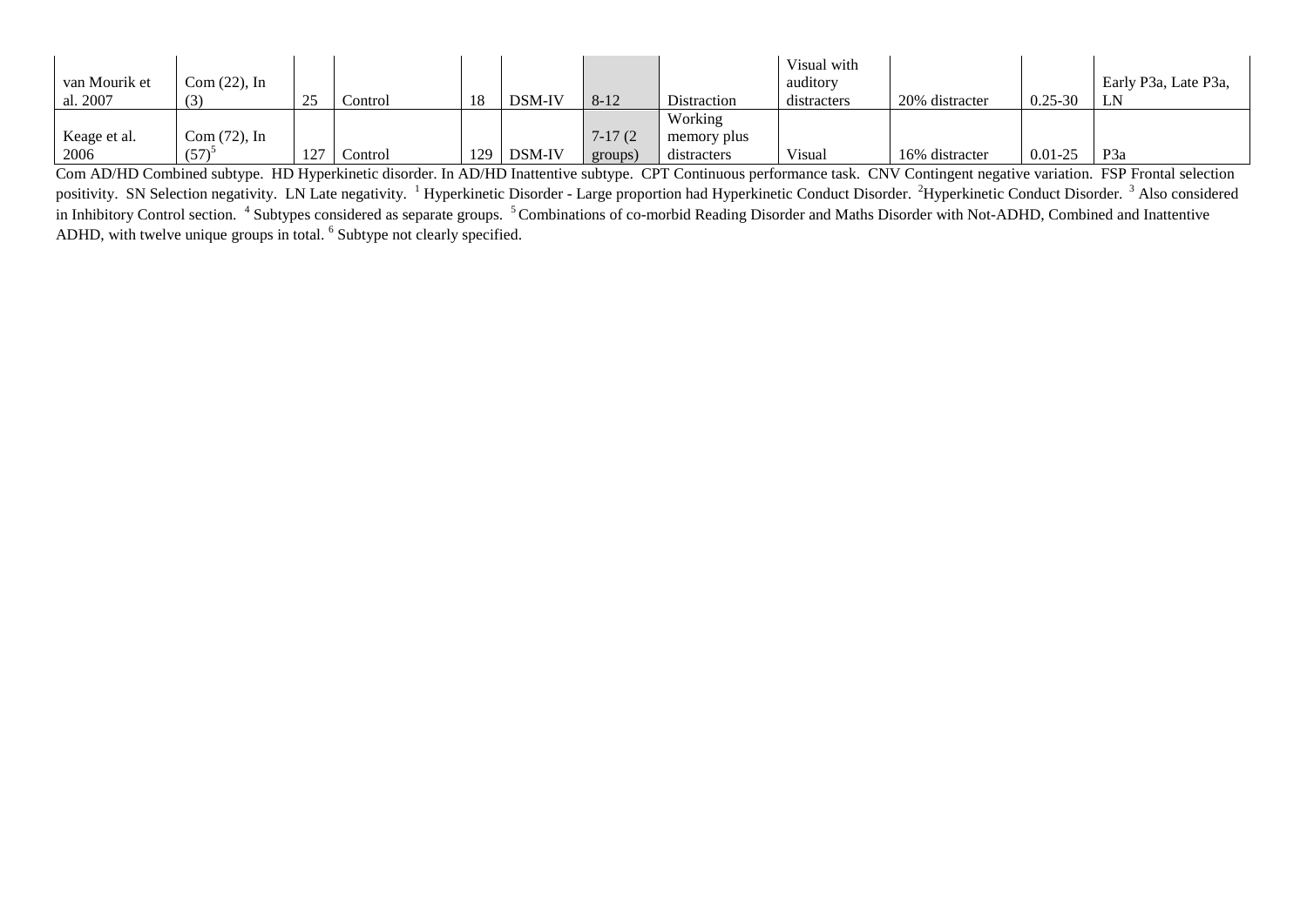| | | | | | | | | | | | |
|---|---|---|---|---|---|---|---|---|---|---|---|
| van Mourik et al. 2007 | Com (22), In (3) | 25 | Control | 18 | DSM-IV | 8-12 | Distraction | Visual with auditory distracters | 20% distracter | 0.25-30 | Early P3a, Late P3a, LN |
| Keage et al. 2006 | Com (72), In (57)[5] | 127 | Control | 129 | DSM-IV | 7-17 (2 groups) | Working memory plus distracters | Visual | 16% distracter | 0.01-25 | P3a |

Com AD/HD Combined subtype. HD Hyperkinetic disorder. In AD/HD Inattentive subtype. CPT Continuous performance task. CNV Contingent negative variation. FSP Frontal selection positivity. SN Selection negativity. LN Late negativity. [1] Hyperkinetic Disorder - Large proportion had Hyperkinetic Conduct Disorder. [2]Hyperkinetic Conduct Disorder. [3] Also considered in Inhibitory Control section. [4] Subtypes considered as separate groups. [5] Combinations of co-morbid Reading Disorder and Maths Disorder with Not-ADHD, Combined and Inattentive ADHD, with twelve unique groups in total. [6] Subtype not clearly specified.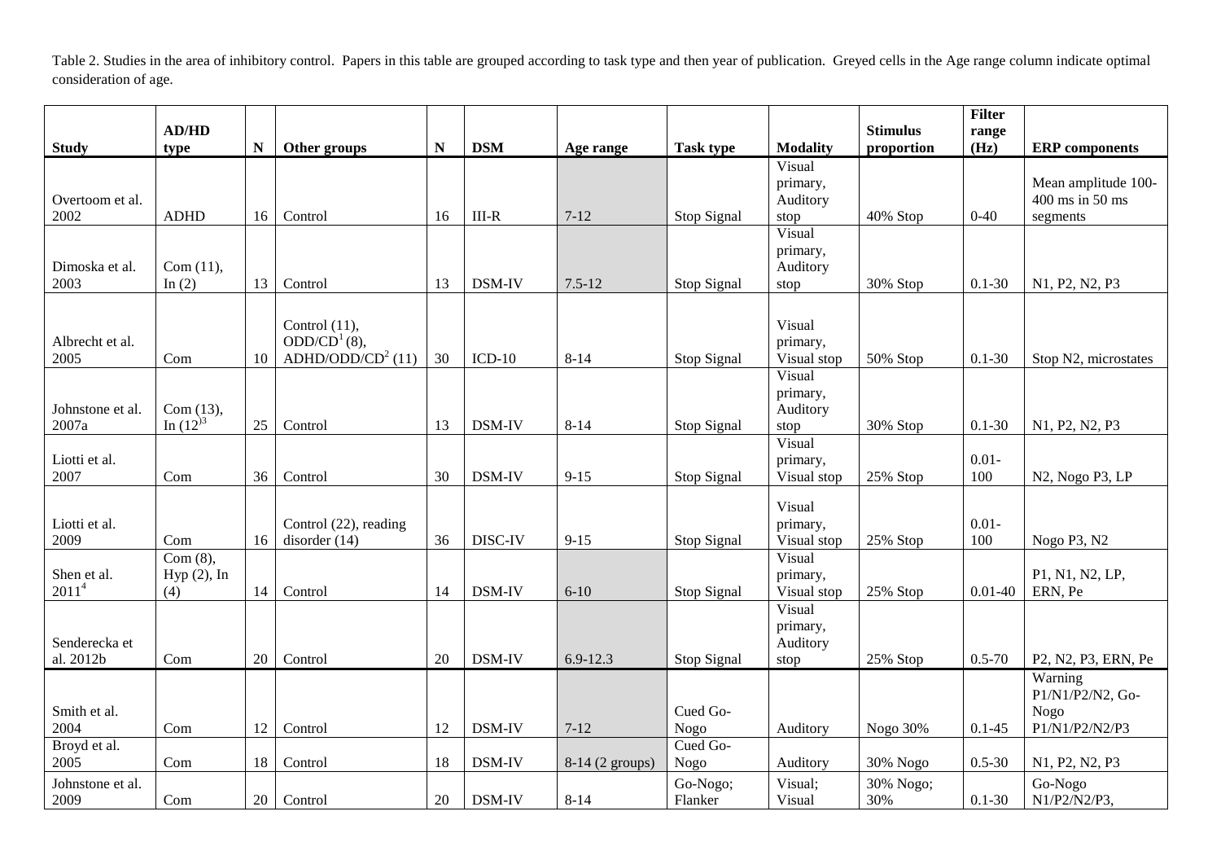Table 2. Studies in the area of inhibitory control. Papers in this table are grouped according to task type and then year of publication. Greyed cells in the Age range column indicate optimal consideration of age.

| Study | AD/HD type | N | Other groups | N | DSM | Age range | Task type | Modality | Stimulus proportion | Filter range (Hz) | ERP components |
|---|---|---|---|---|---|---|---|---|---|---|---|
| Overtoom et al. 2002 | ADHD | 16 | Control | 16 | III-R | 7-12 | Stop Signal | Visual primary, Auditory stop | 40% Stop | 0-40 | Mean amplitude 100-400 ms in 50 ms segments |
| Dimoska et al. 2003 | Com (11), In (2) | 13 | Control | 13 | DSM-IV | 7.5-12 | Stop Signal | Visual primary, Auditory stop | 30% Stop | 0.1-30 | N1, P2, N2, P3 |
| Albrecht et al. 2005 | Com | 10 | Control (11), ODD/CD[1] (8), ADHD/ODD/CD[2] (11) | 30 | ICD-10 | 8-14 | Stop Signal | Visual primary, Visual stop | 50% Stop | 0.1-30 | Stop N2, microstates |
| Johnstone et al. 2007a | Com (13), In (12)[3] | 25 | Control | 13 | DSM-IV | 8-14 | Stop Signal | Visual primary, Auditory stop | 30% Stop | 0.1-30 | N1, P2, N2, P3 |
| Liotti et al. 2007 | Com | 36 | Control | 30 | DSM-IV | 9-15 | Stop Signal | Visual primary, Visual stop | 25% Stop | 0.01-100 | N2, Nogo P3, LP |
| Liotti et al. 2009 | Com | 16 | Control (22), reading disorder (14) | 36 | DISC-IV | 9-15 | Stop Signal | Visual primary, Visual stop | 25% Stop | 0.01-100 | Nogo P3, N2 |
| Shen et al. 2011[4] | Com (8), Hyp (2), In (4) | 14 | Control | 14 | DSM-IV | 6-10 | Stop Signal | Visual primary, Visual stop | 25% Stop | 0.01-40 | P1, N1, N2, LP, ERN, Pe |
| Senderecka et al. 2012b | Com | 20 | Control | 20 | DSM-IV | 6.9-12.3 | Stop Signal | Visual primary, Auditory stop | 25% Stop | 0.5-70 | P2, N2, P3, ERN, Pe |
| Smith et al. 2004 | Com | 12 | Control | 12 | DSM-IV | 7-12 | Cued Go-Nogo | Auditory | Nogo 30% | 0.1-45 | Warning P1/N1/P2/N2, Go-Nogo P1/N1/P2/N2/P3 |
| Broyd et al. 2005 | Com | 18 | Control | 18 | DSM-IV | 8-14 (2 groups) | Cued Go-Nogo | Auditory | 30% Nogo | 0.5-30 | N1, P2, N2, P3 |
| Johnstone et al. 2009 | Com | 20 | Control | 20 | DSM-IV | 8-14 | Go-Nogo; Flanker | Visual; Visual | 30% Nogo; 30% | 0.1-30 | Go-Nogo N1/P2/N2/P3, |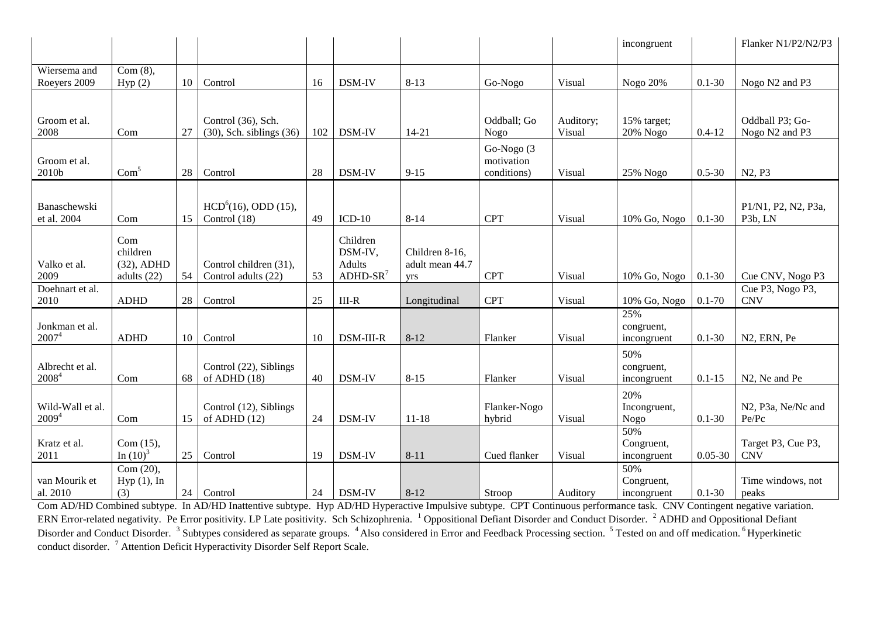| | | | | | | | | | incongruent | | Flanker N1/P2/N2/P3 |
|---|---|---|---|---|---|---|---|---|---|---|---|
| Wiersema and Roeyers 2009 | Com (8), Hyp (2) | 10 | Control | 16 | DSM-IV | 8-13 | Go-Nogo | Visual | Nogo 20% | 0.1-30 | Nogo N2 and P3 |
| Groom et al. 2008 | Com | 27 | Control (36), Sch. (30), Sch. siblings (36) | 102 | DSM-IV | 14-21 | Oddball; Go Nogo | Auditory; Visual | 15% target; 20% Nogo | 0.4-12 | Oddball P3; Go-Nogo N2 and P3 |
| Groom et al. 2010b | Com[5] | 28 | Control | 28 | DSM-IV | 9-15 | Go-Nogo (3 motivation conditions) | Visual | 25% Nogo | 0.5-30 | N2, P3 |
| Banaschewski et al. 2004 | Com | 15 | HCD[6](16), ODD (15), Control (18) | 49 | ICD-10 | 8-14 | CPT | Visual | 10% Go, Nogo | 0.1-30 | P1/N1, P2, N2, P3a, P3b, LN |
| Valko et al. 2009 | Com children (32), ADHD adults (22) | 54 | Control children (31), Control adults (22) | 53 | Children DSM-IV, Adults ADHD-SR[7] | Children 8-16, adult mean 44.7 yrs | CPT | Visual | 10% Go, Nogo | 0.1-30 | Cue CNV, Nogo P3 |
| Doehnart et al. 2010 | ADHD | 28 | Control | 25 | III-R | Longitudinal | CPT | Visual | 10% Go, Nogo | 0.1-70 | Cue P3, Nogo P3, CNV |
| Jonkman et al. 2007[4] | ADHD | 10 | Control | 10 | DSM-III-R | 8-12 | Flanker | Visual | 25% congruent, incongruent | 0.1-30 | N2, ERN, Pe |
| Albrecht et al. 2008[4] | Com | 68 | Control (22), Siblings of ADHD (18) | 40 | DSM-IV | 8-15 | Flanker | Visual | 50% congruent, incongruent | 0.1-15 | N2, Ne and Pe |
| Wild-Wall et al. 2009[4] | Com | 15 | Control (12), Siblings of ADHD (12) | 24 | DSM-IV | 11-18 | Flanker-Nogo hybrid | Visual | 20% Incongruent, Nogo | 0.1-30 | N2, P3a, Ne/Nc and Pe/Pc |
| Kratz et al. 2011 | Com (15), In (10)[3] | 25 | Control | 19 | DSM-IV | 8-11 | Cued flanker | Visual | 50% Congruent, incongruent | 0.05-30 | Target P3, Cue P3, CNV |
| van Mourik et al. 2010 | Com (20), Hyp (1), In (3) | 24 | Control | 24 | DSM-IV | 8-12 | Stroop | Auditory | 50% Congruent, incongruent | 0.1-30 | Time windows, not peaks |

Com AD/HD Combined subtype. In AD/HD Inattentive subtype. Hyp AD/HD Hyperactive Impulsive subtype. CPT Continuous performance task. CNV Contingent negative variation. ERN Error-related negativity. Pe Error positivity. LP Late positivity. Sch Schizophrenia. [1] Oppositional Defiant Disorder and Conduct Disorder. [2] ADHD and Oppositional Defiant Disorder and Conduct Disorder. [3] Subtypes considered as separate groups. [4] Also considered in Error and Feedback Processing section. [5] Tested on and off medication. [6] Hyperkinetic conduct disorder. [7] Attention Deficit Hyperactivity Disorder Self Report Scale.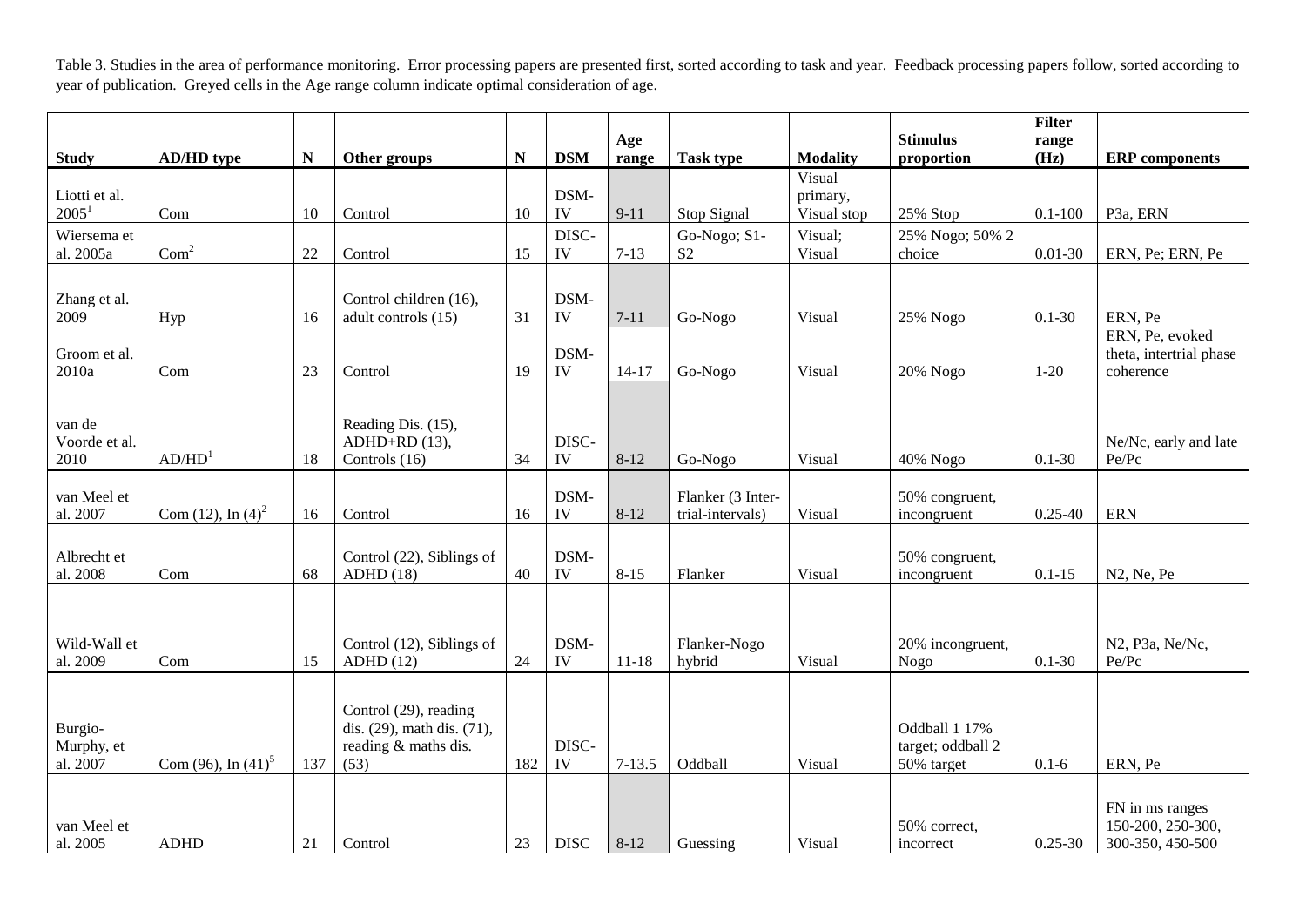Table 3. Studies in the area of performance monitoring. Error processing papers are presented first, sorted according to task and year. Feedback processing papers follow, sorted according to year of publication. Greyed cells in the Age range column indicate optimal consideration of age.

| Study | AD/HD type | N | Other groups | N | DSM | Age range | Task type | Modality | Stimulus proportion | Filter range (Hz) | ERP components |
|---|---|---|---|---|---|---|---|---|---|---|---|
| Liotti et al. 2005[1] | Com | 10 | Control | 10 | DSM-IV | 9-11 | Stop Signal | Visual primary, Visual stop | 25% Stop | 0.1-100 | P3a, ERN |
| Wiersema et al. 2005a | Com[2] | 22 | Control | 15 | DISC-IV | 7-13 | Go-Nogo; S1-S2 | Visual; Visual | 25% Nogo; 50% 2 choice | 0.01-30 | ERN, Pe; ERN, Pe |
| Zhang et al. 2009 | Hyp | 16 | Control children (16), adult controls (15) | 31 | DSM-IV | 7-11 | Go-Nogo | Visual | 25% Nogo | 0.1-30 | ERN, Pe |
| Groom et al. 2010a | Com | 23 | Control | 19 | DSM-IV | 14-17 | Go-Nogo | Visual | 20% Nogo | 1-20 | ERN, Pe, evoked theta, intertrial phase coherence |
| van de Voorde et al. 2010 | AD/HD[1] | 18 | Reading Dis. (15), ADHD+RD (13), Controls (16) | 34 | DISC-IV | 8-12 | Go-Nogo | Visual | 40% Nogo | 0.1-30 | Ne/Nc, early and late Pe/Pc |
| van Meel et al. 2007 | Com (12), In (4)[2] | 16 | Control | 16 | DSM-IV | 8-12 | Flanker (3 Inter-trial-intervals) | Visual | 50% congruent, incongruent | 0.25-40 | ERN |
| Albrecht et al. 2008 | Com | 68 | Control (22), Siblings of ADHD (18) | 40 | DSM-IV | 8-15 | Flanker | Visual | 50% congruent, incongruent | 0.1-15 | N2, Ne, Pe |
| Wild-Wall et al. 2009 | Com | 15 | Control (12), Siblings of ADHD (12) | 24 | DSM-IV | 11-18 | Flanker-Nogo hybrid | Visual | 20% incongruent, Nogo | 0.1-30 | N2, P3a, Ne/Nc, Pe/Pc |
| Burgio-Murphy, et al. 2007 | Com (96), In (41)[5] | 137 | Control (29), reading dis. (29), math dis. (71), reading & maths dis. (53) | 182 | DISC-IV | 7-13.5 | Oddball | Visual | Oddball 1 17% target; oddball 2 50% target | 0.1-6 | ERN, Pe |
| van Meel et al. 2005 | ADHD | 21 | Control | 23 | DISC | 8-12 | Guessing | Visual | 50% correct, incorrect | 0.25-30 | FN in ms ranges 150-200, 250-300, 300-350, 450-500 |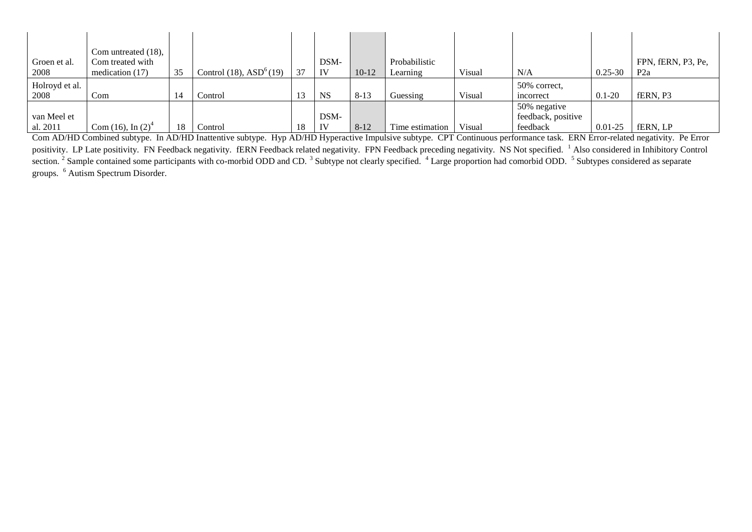| | | | | | | | | | | | |
|---|---|---|---|---|---|---|---|---|---|---|---|
| Groen et al. 2008 | Com untreated (18), Com treated with medication (17) | 35 | Control (18), ASD[6] (19) | 37 | DSM-IV | 10-12 | Probabilistic Learning | Visual | N/A | 0.25-30 | FPN, fERN, P3, Pe, P2a |
| Holroyd et al. 2008 | Com | 14 | Control | 13 | NS | 8-13 | Guessing | Visual | 50% correct, incorrect | 0.1-20 | fERN, P3 |
| van Meel et al. 2011 | Com (16), In (2)[4] | 18 | Control | 18 | DSM-IV | 8-12 | Time estimation | Visual | 50% negative feedback, positive feedback | 0.01-25 | fERN, LP |

Com AD/HD Combined subtype. In AD/HD Inattentive subtype. Hyp AD/HD Hyperactive Impulsive subtype. CPT Continuous performance task. ERN Error-related negativity. Pe Error positivity. LP Late positivity. FN Feedback negativity. fERN Feedback related negativity. FPN Feedback preceding negativity. NS Not specified. [1] Also considered in Inhibitory Control section. [2] Sample contained some participants with co-morbid ODD and CD. [3] Subtype not clearly specified. [4] Large proportion had comorbid ODD. [5] Subtypes considered as separate groups. [6] Autism Spectrum Disorder.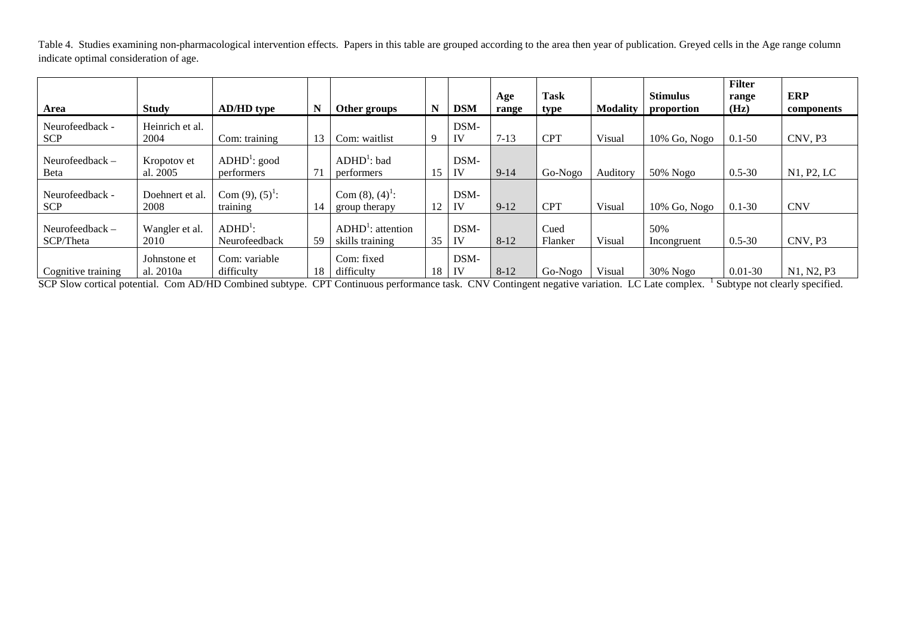Table 4. Studies examining non-pharmacological intervention effects. Papers in this table are grouped according to the area then year of publication. Greyed cells in the Age range column indicate optimal consideration of age.

| Area | Study | AD/HD type | N | Other groups | N | DSM | Age range | Task type | Modality | Stimulus proportion | Filter range (Hz) | ERP components |
|---|---|---|---|---|---|---|---|---|---|---|---|---|
| Neurofeedback - SCP | Heinrich et al. 2004 | Com: training | 13 | Com: waitlist | 9 | DSM-IV | 7-13 | CPT | Visual | 10% Go, Nogo | 0.1-50 | CNV, P3 |
| Neurofeedback – Beta | Kropotov et al. 2005 | ADHD[1]: good performers | 71 | ADHD[1]: bad performers | 15 | DSM-IV | 9-14 | Go-Nogo | Auditory | 50% Nogo | 0.5-30 | N1, P2, LC |
| Neurofeedback - SCP | Doehnert et al. 2008 | Com (9), (5)[1]: training | 14 | Com (8), (4)[1]: group therapy | 12 | DSM-IV | 9-12 | CPT | Visual | 10% Go, Nogo | 0.1-30 | CNV |
| Neurofeedback – SCP/Theta | Wangler et al. 2010 | ADHD[1]: Neurofeedback | 59 | ADHD[1]: attention skills training | 35 | DSM-IV | 8-12 | Cued Flanker | Visual | 50% Incongruent | 0.5-30 | CNV, P3 |
| Cognitive training | Johnstone et al. 2010a | Com: variable difficulty | 18 | Com: fixed difficulty | 18 | DSM-IV | 8-12 | Go-Nogo | Visual | 30% Nogo | 0.01-30 | N1, N2, P3 |

SCP Slow cortical potential. Com AD/HD Combined subtype. CPT Continuous performance task. CNV Contingent negative variation. LC Late complex. [1] Subtype not clearly specified.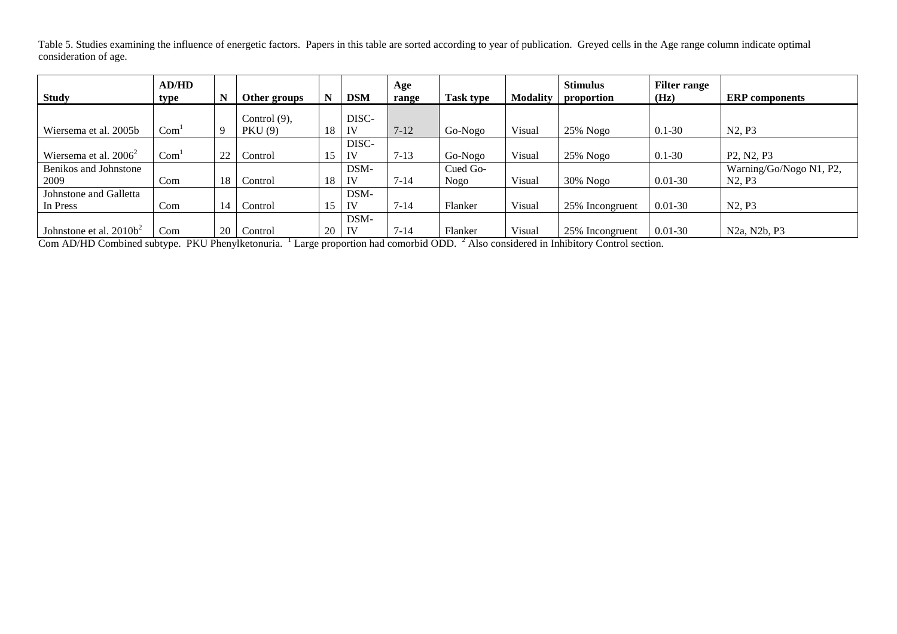Table 5. Studies examining the influence of energetic factors. Papers in this table are sorted according to year of publication. Greyed cells in the Age range column indicate optimal consideration of age.

| Study | AD/HD type | N | Other groups | N | DSM | Age range | Task type | Modality | Stimulus proportion | Filter range (Hz) | ERP components |
|---|---|---|---|---|---|---|---|---|---|---|---|
| Wiersema et al. 2005b | Com[1] | 9 | Control (9), PKU (9) | 18 | DISC-IV | 7-12 | Go-Nogo | Visual | 25% Nogo | 0.1-30 | N2, P3 |
| Wiersema et al. 2006[2] | Com[1] | 22 | Control | 15 | DISC-IV | 7-13 | Go-Nogo | Visual | 25% Nogo | 0.1-30 | P2, N2, P3 |
| Benikos and Johnstone 2009 | Com | 18 | Control | 18 | DSM-IV | 7-14 | Cued Go-Nogo | Visual | 30% Nogo | 0.01-30 | Warning/Go/Nogo N1, P2, N2, P3 |
| Johnstone and Galletta In Press | Com | 14 | Control | 15 | DSM-IV | 7-14 | Flanker | Visual | 25% Incongruent | 0.01-30 | N2, P3 |
| Johnstone et al. 2010b[2] | Com | 20 | Control | 20 | DSM-IV | 7-14 | Flanker | Visual | 25% Incongruent | 0.01-30 | N2a, N2b, P3 |

Com AD/HD Combined subtype. PKU Phenylketonuria. [1] Large proportion had comorbid ODD. [2] Also considered in Inhibitory Control section.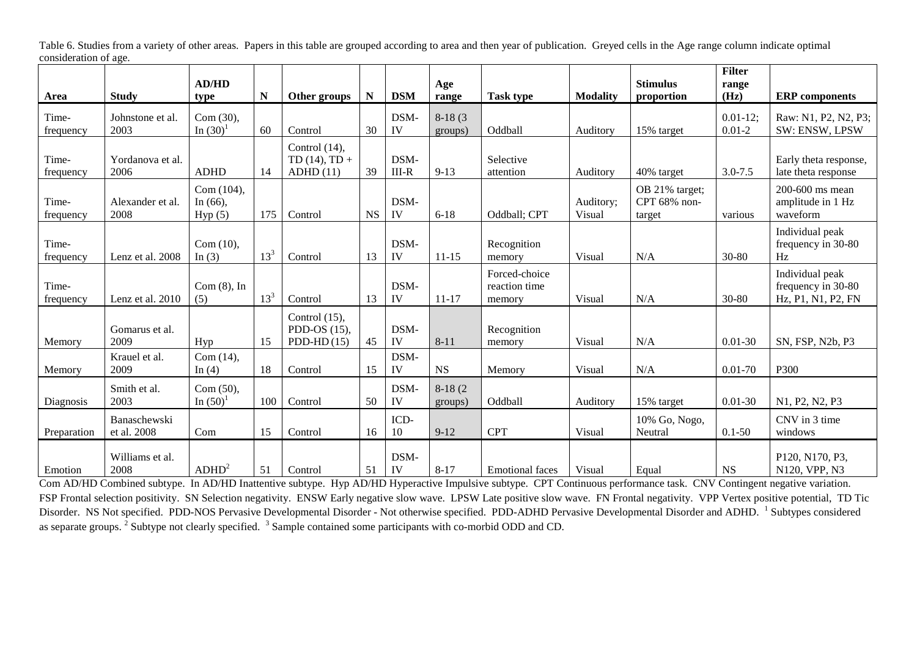Table 6. Studies from a variety of other areas. Papers in this table are grouped according to area and then year of publication. Greyed cells in the Age range column indicate optimal consideration of age.

| Area | Study | AD/HD type | N | Other groups | N | DSM | Age range | Task type | Modality | Stimulus proportion | Filter range (Hz) | ERP components |
|---|---|---|---|---|---|---|---|---|---|---|---|---|
| Time-frequency | Johnstone et al. 2003 | Com (30), In (30)[1] | 60 | Control | 30 | DSM-IV | 8-18 (3 groups) | Oddball | Auditory | 15% target | 0.01-12; 0.01-2 | Raw: N1, P2, N2, P3; SW: ENSW, LPSW |
| Time-frequency | Yordanova et al. 2006 | ADHD | 14 | Control (14), TD (14), TD + ADHD (11) | 39 | DSM-III-R | 9-13 | Selective attention | Auditory | 40% target | 3.0-7.5 | Early theta response, late theta response |
| Time-frequency | Alexander et al. 2008 | Com (104), In (66), Hyp (5) | 175 | Control | NS | DSM-IV | 6-18 | Oddball; CPT | Auditory; Visual | OB 21% target; CPT 68% non-target | various | 200-600 ms mean amplitude in 1 Hz waveform |
| Time-frequency | Lenz et al. 2008 | Com (10), In (3) | 13[3] | Control | 13 | DSM-IV | 11-15 | Recognition memory | Visual | N/A | 30-80 | Individual peak frequency in 30-80 Hz |
| Time-frequency | Lenz et al. 2010 | Com (8), In (5) | 13[3] | Control | 13 | DSM-IV | 11-17 | Forced-choice reaction time memory | Visual | N/A | 30-80 | Individual peak frequency in 30-80 Hz, P1, N1, P2, FN |
| Memory | Gomarus et al. 2009 | Hyp | 15 | Control (15), PDD-OS (15), PDD-HD (15) | 45 | DSM-IV | 8-11 | Recognition memory | Visual | N/A | 0.01-30 | SN, FSP, N2b, P3 |
| Memory | Krauel et al. 2009 | Com (14), In (4) | 18 | Control | 15 | DSM-IV | NS | Memory | Visual | N/A | 0.01-70 | P300 |
| Diagnosis | Smith et al. 2003 | Com (50), In (50)[1] | 100 | Control | 50 | DSM-IV | 8-18 (2 groups) | Oddball | Auditory | 15% target | 0.01-30 | N1, P2, N2, P3 |
| Preparation | Banaschewski et al. 2008 | Com | 15 | Control | 16 | ICD-10 | 9-12 | CPT | Visual | 10% Go, Nogo, Neutral | 0.1-50 | CNV in 3 time windows |
| Emotion | Williams et al. 2008 | ADHD[2] | 51 | Control | 51 | DSM-IV | 8-17 | Emotional faces | Visual | Equal | NS | P120, N170, P3, N120, VPP, N3 |

Com AD/HD Combined subtype. In AD/HD Inattentive subtype. Hyp AD/HD Hyperactive Impulsive subtype. CPT Continuous performance task. CNV Contingent negative variation. FSP Frontal selection positivity. SN Selection negativity. ENSW Early negative slow wave. LPSW Late positive slow wave. FN Frontal negativity. VPP Vertex positive potential, TD Tic Disorder. NS Not specified. PDD-NOS Pervasive Developmental Disorder - Not otherwise specified. PDD-ADHD Pervasive Developmental Disorder and ADHD. [1] Subtypes considered as separate groups. [2] Subtype not clearly specified. [3] Sample contained some participants with co-morbid ODD and CD.